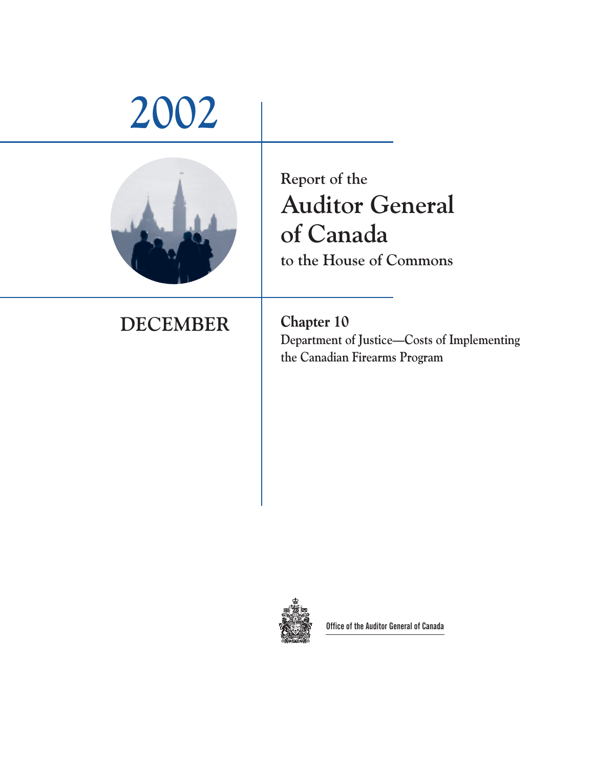# 2002

Report of the

# Auditor General of Canada

to the House of Commons

## DECEMBER

## Chapter 10

**Department of Justice—Costs of Implementing the Canadian Firearms Program**

Office of the Auditor General of Canada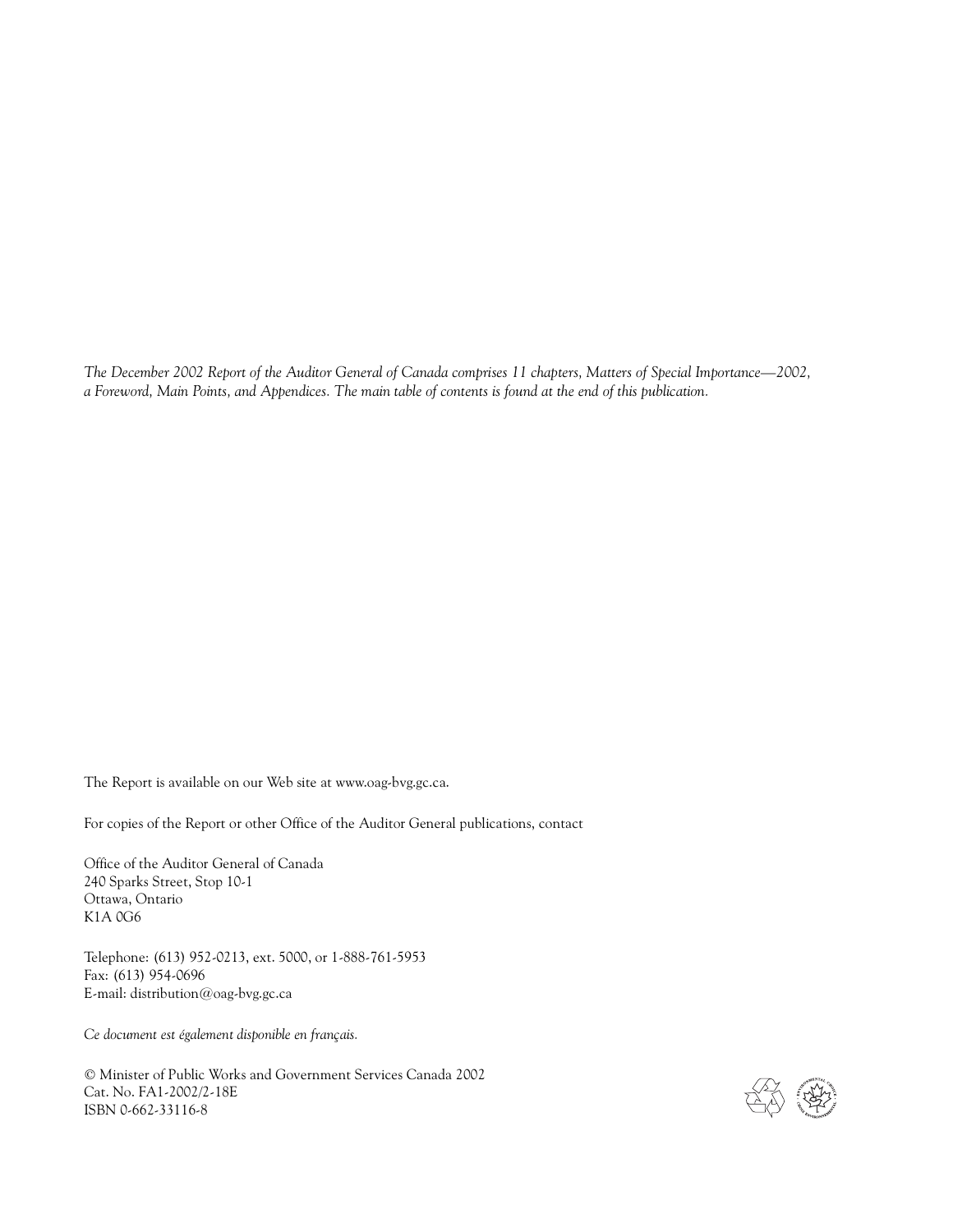*The December 2002 Report of the Auditor General of Canada comprises 11 chapters, Matters of Special Importance—2002, a Foreword, Main Points, and Appendices. The main table of contents is found at the end of this publication.*

The Report is available on our Web site at www.oag-bvg.gc.ca.

For copies of the Report or other Office of the Auditor General publications, contact

Office of the Auditor General of Canada
240 Sparks Street, Stop 10-1
Ottawa, Ontario
K1A 0G6

Telephone: (613) 952-0213, ext. 5000, or 1-888-761-5953
Fax: (613) 954-0696
E-mail: distribution@oag-bvg.gc.ca

*Ce document est également disponible en français.*

© Minister of Public Works and Government Services Canada 2002
Cat. No. FA1-2002/2-18E
ISBN 0-662-33116-8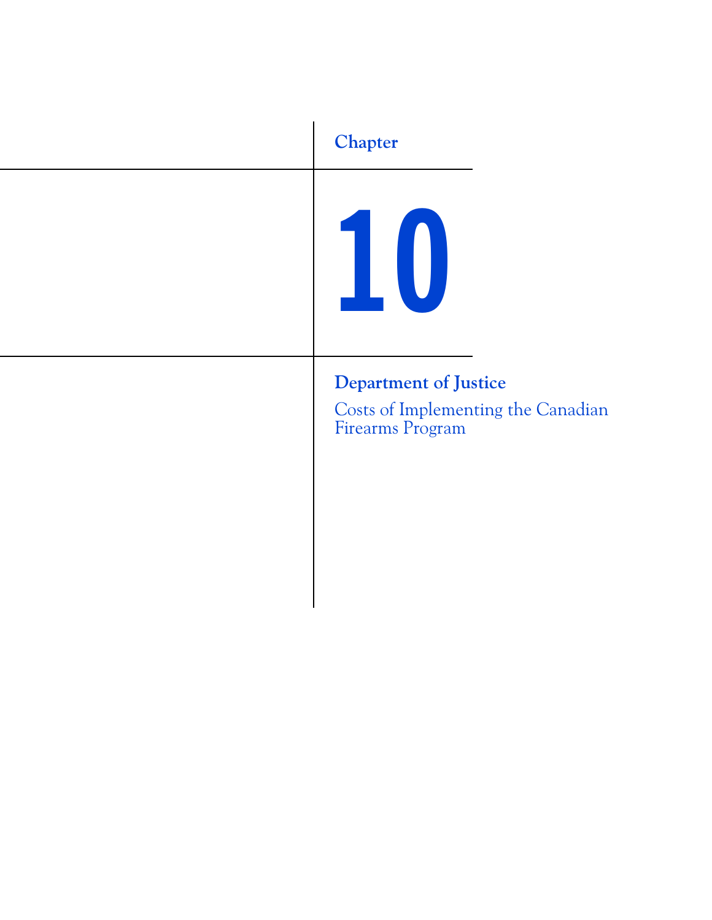Chapter

# 10

## Department of Justice

Costs of Implementing the Canadian Firearms Program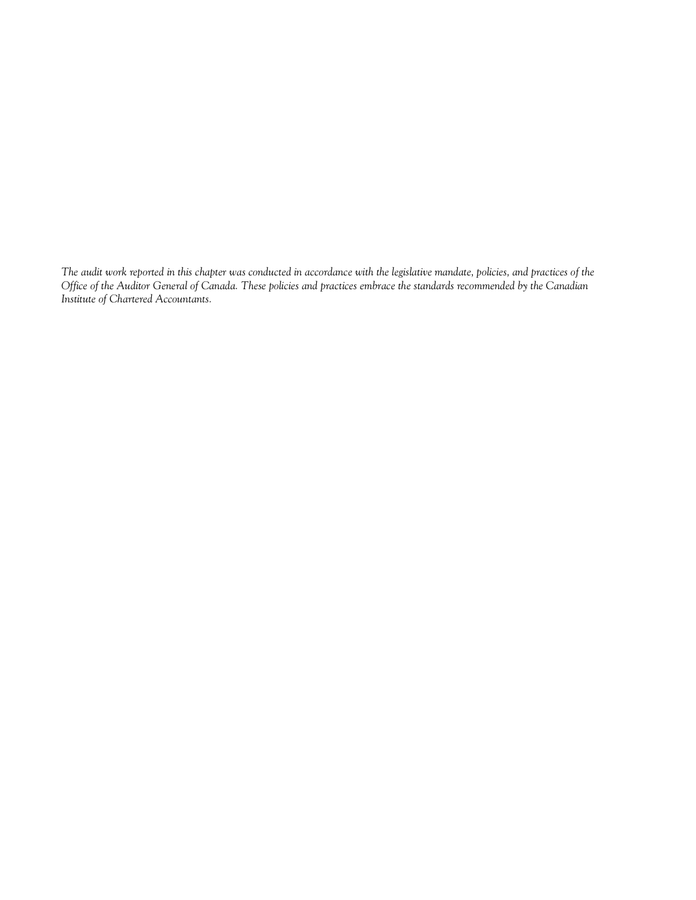*The audit work reported in this chapter was conducted in accordance with the legislative mandate, policies, and practices of the Office of the Auditor General of Canada. These policies and practices embrace the standards recommended by the Canadian Institute of Chartered Accountants.*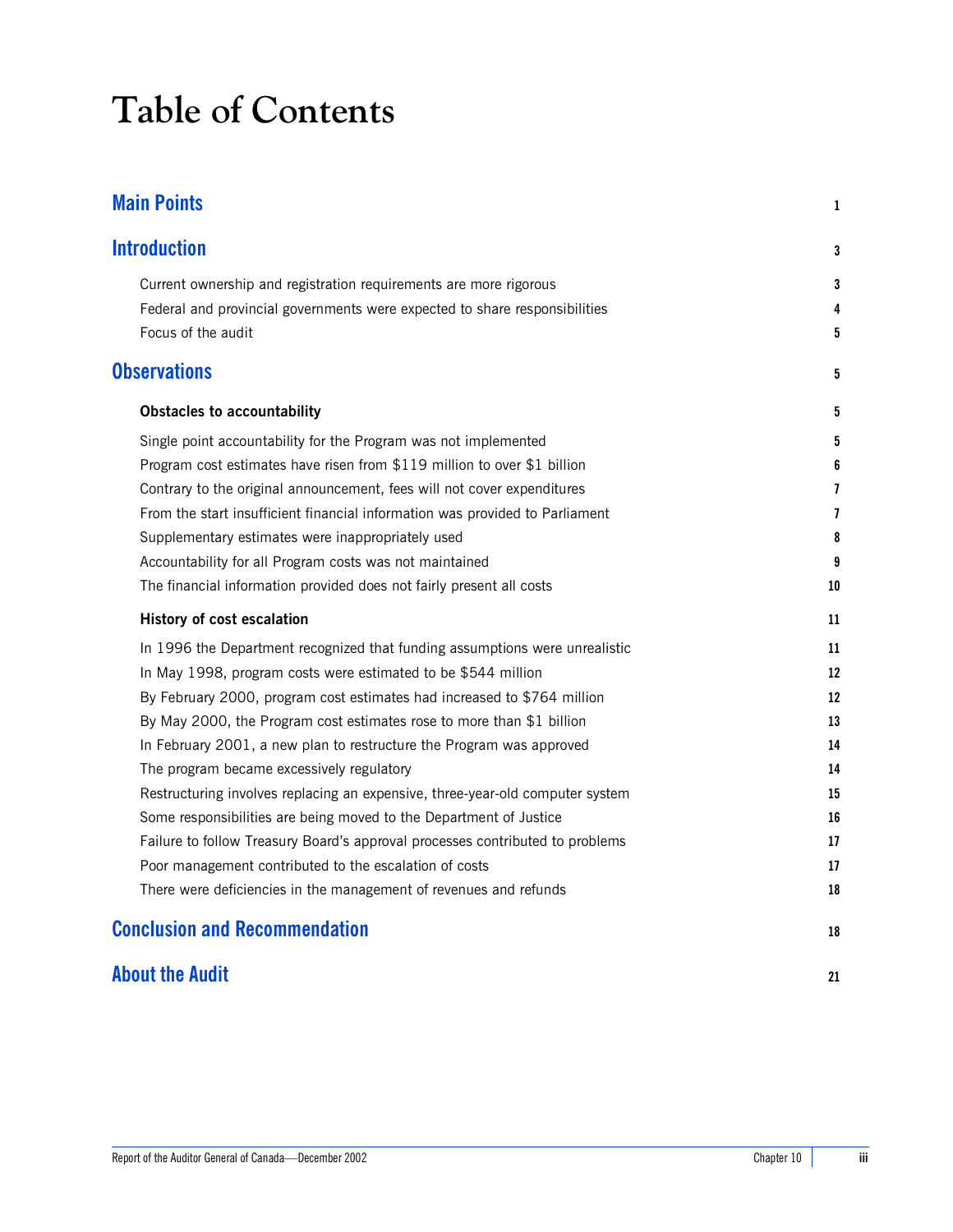# Table of Contents

| | |
|---|---|
| **Main Points** | **1** |
| **Introduction** | **3** |
| Current ownership and registration requirements are more rigorous | 3 |
| Federal and provincial governments were expected to share responsibilities | 4 |
| Focus of the audit | 5 |
| **Observations** | **5** |
| **Obstacles to accountability** | **5** |
| Single point accountability for the Program was not implemented | 5 |
| Program cost estimates have risen from $119 million to over $1 billion | 6 |
| Contrary to the original announcement, fees will not cover expenditures | 7 |
| From the start insufficient financial information was provided to Parliament | 7 |
| Supplementary estimates were inappropriately used | 8 |
| Accountability for all Program costs was not maintained | 9 |
| The financial information provided does not fairly present all costs | 10 |
| **History of cost escalation** | **11** |
| In 1996 the Department recognized that funding assumptions were unrealistic | 11 |
| In May 1998, program costs were estimated to be $544 million | 12 |
| By February 2000, program cost estimates had increased to $764 million | 12 |
| By May 2000, the Program cost estimates rose to more than $1 billion | 13 |
| In February 2001, a new plan to restructure the Program was approved | 14 |
| The program became excessively regulatory | 14 |
| Restructuring involves replacing an expensive, three-year-old computer system | 15 |
| Some responsibilities are being moved to the Department of Justice | 16 |
| Failure to follow Treasury Board's approval processes contributed to problems | 17 |
| Poor management contributed to the escalation of costs | 17 |
| There were deficiencies in the management of revenues and refunds | 18 |
| **Conclusion and Recommendation** | **18** |
| **About the Audit** | **21** |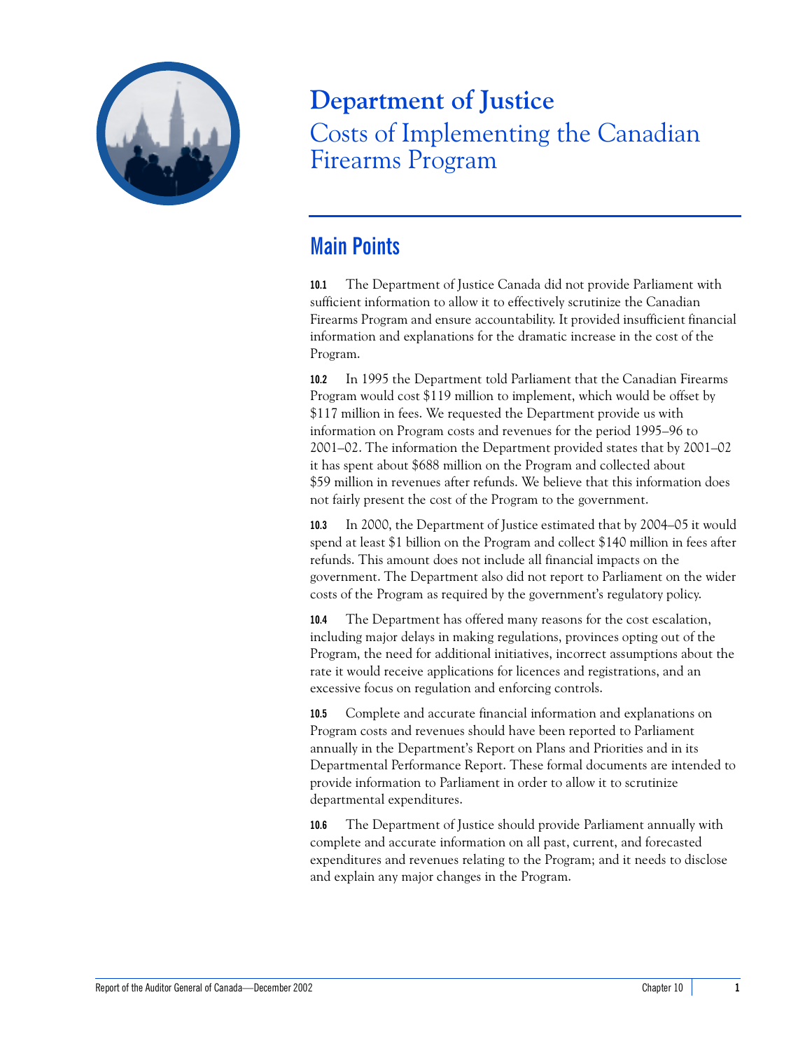# Department of Justice

## Costs of Implementing the Canadian Firearms Program

## Main Points

**10.1** The Department of Justice Canada did not provide Parliament with sufficient information to allow it to effectively scrutinize the Canadian Firearms Program and ensure accountability. It provided insufficient financial information and explanations for the dramatic increase in the cost of the Program.

**10.2** In 1995 the Department told Parliament that the Canadian Firearms Program would cost $119 million to implement, which would be offset by $117 million in fees. We requested the Department provide us with information on Program costs and revenues for the period 1995–96 to 2001–02. The information the Department provided states that by 2001–02 it has spent about $688 million on the Program and collected about $59 million in revenues after refunds. We believe that this information does not fairly present the cost of the Program to the government.

**10.3** In 2000, the Department of Justice estimated that by 2004–05 it would spend at least $1 billion on the Program and collect $140 million in fees after refunds. This amount does not include all financial impacts on the government. The Department also did not report to Parliament on the wider costs of the Program as required by the government's regulatory policy.

**10.4** The Department has offered many reasons for the cost escalation, including major delays in making regulations, provinces opting out of the Program, the need for additional initiatives, incorrect assumptions about the rate it would receive applications for licences and registrations, and an excessive focus on regulation and enforcing controls.

**10.5** Complete and accurate financial information and explanations on Program costs and revenues should have been reported to Parliament annually in the Department's Report on Plans and Priorities and in its Departmental Performance Report. These formal documents are intended to provide information to Parliament in order to allow it to scrutinize departmental expenditures.

**10.6** The Department of Justice should provide Parliament annually with complete and accurate information on all past, current, and forecasted expenditures and revenues relating to the Program; and it needs to disclose and explain any major changes in the Program.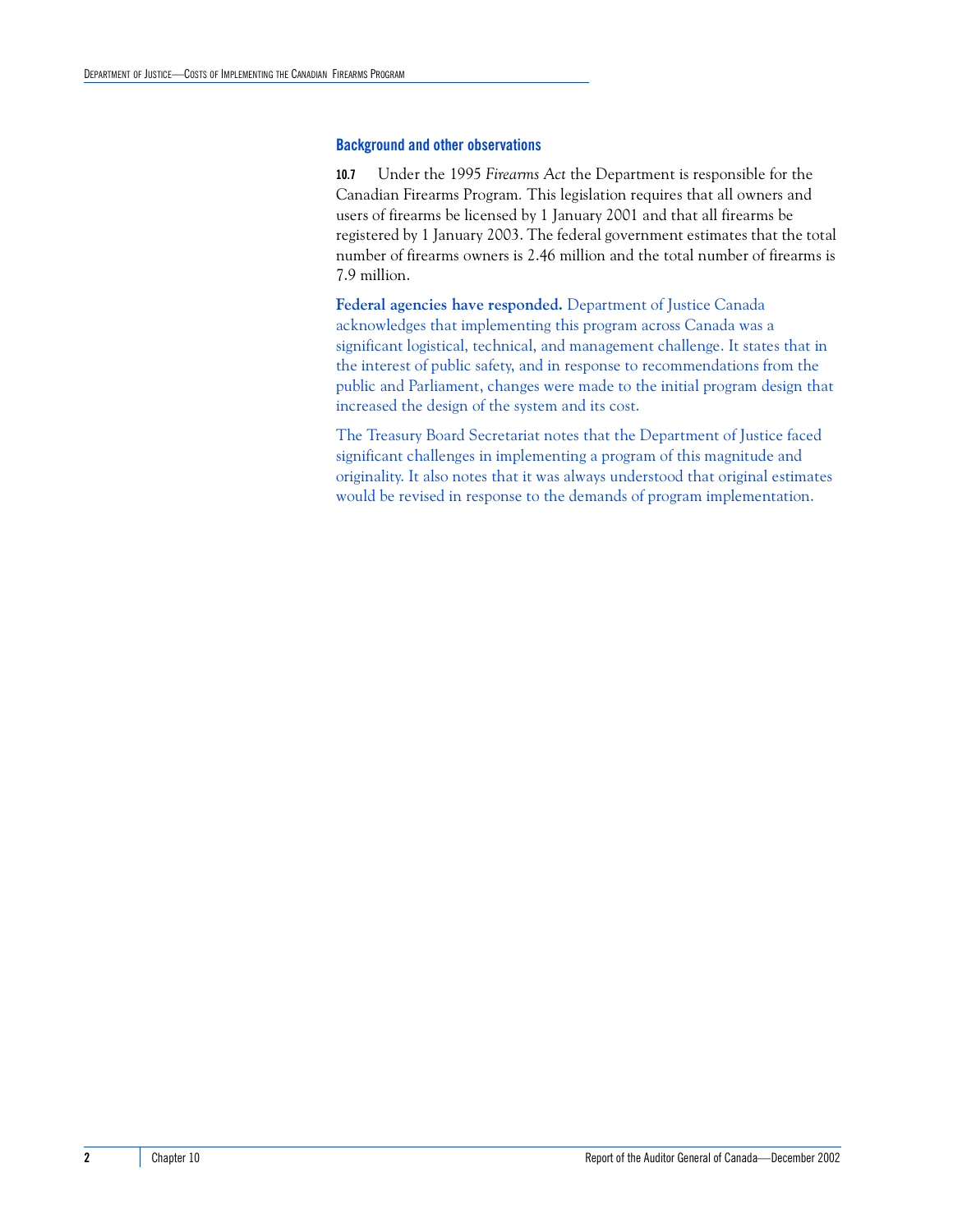## Background and other observations

**10.7** Under the 1995 *Firearms Act* the Department is responsible for the Canadian Firearms Program. This legislation requires that all owners and users of firearms be licensed by 1 January 2001 and that all firearms be registered by 1 January 2003. The federal government estimates that the total number of firearms owners is 2.46 million and the total number of firearms is 7.9 million.

**Federal agencies have responded.** Department of Justice Canada acknowledges that implementing this program across Canada was a significant logistical, technical, and management challenge. It states that in the interest of public safety, and in response to recommendations from the public and Parliament, changes were made to the initial program design that increased the design of the system and its cost.

The Treasury Board Secretariat notes that the Department of Justice faced significant challenges in implementing a program of this magnitude and originality. It also notes that it was always understood that original estimates would be revised in response to the demands of program implementation.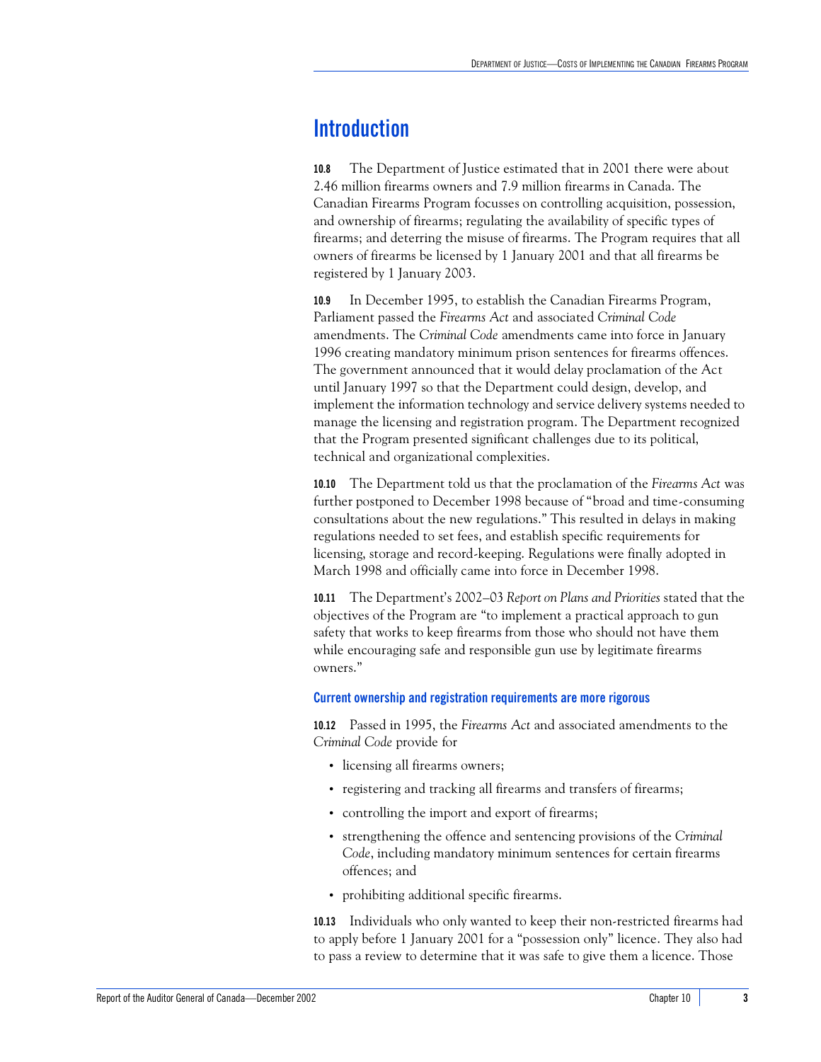## Introduction

**10.8** The Department of Justice estimated that in 2001 there were about 2.46 million firearms owners and 7.9 million firearms in Canada. The Canadian Firearms Program focusses on controlling acquisition, possession, and ownership of firearms; regulating the availability of specific types of firearms; and deterring the misuse of firearms. The Program requires that all owners of firearms be licensed by 1 January 2001 and that all firearms be registered by 1 January 2003.

**10.9** In December 1995, to establish the Canadian Firearms Program, Parliament passed the *Firearms Act* and associated *Criminal Code* amendments. The *Criminal Code* amendments came into force in January 1996 creating mandatory minimum prison sentences for firearms offences. The government announced that it would delay proclamation of the Act until January 1997 so that the Department could design, develop, and implement the information technology and service delivery systems needed to manage the licensing and registration program. The Department recognized that the Program presented significant challenges due to its political, technical and organizational complexities.

**10.10** The Department told us that the proclamation of the *Firearms Act* was further postponed to December 1998 because of "broad and time-consuming consultations about the new regulations." This resulted in delays in making regulations needed to set fees, and establish specific requirements for licensing, storage and record-keeping. Regulations were finally adopted in March 1998 and officially came into force in December 1998.

**10.11** The Department's 2002–03 *Report on Plans and Priorities* stated that the objectives of the Program are "to implement a practical approach to gun safety that works to keep firearms from those who should not have them while encouraging safe and responsible gun use by legitimate firearms owners."

### Current ownership and registration requirements are more rigorous

**10.12** Passed in 1995, the *Firearms Act* and associated amendments to the *Criminal Code* provide for

- licensing all firearms owners;
- registering and tracking all firearms and transfers of firearms;
- controlling the import and export of firearms;
- strengthening the offence and sentencing provisions of the *Criminal Code*, including mandatory minimum sentences for certain firearms offences; and
- prohibiting additional specific firearms.

**10.13** Individuals who only wanted to keep their non-restricted firearms had to apply before 1 January 2001 for a "possession only" licence. They also had to pass a review to determine that it was safe to give them a licence. Those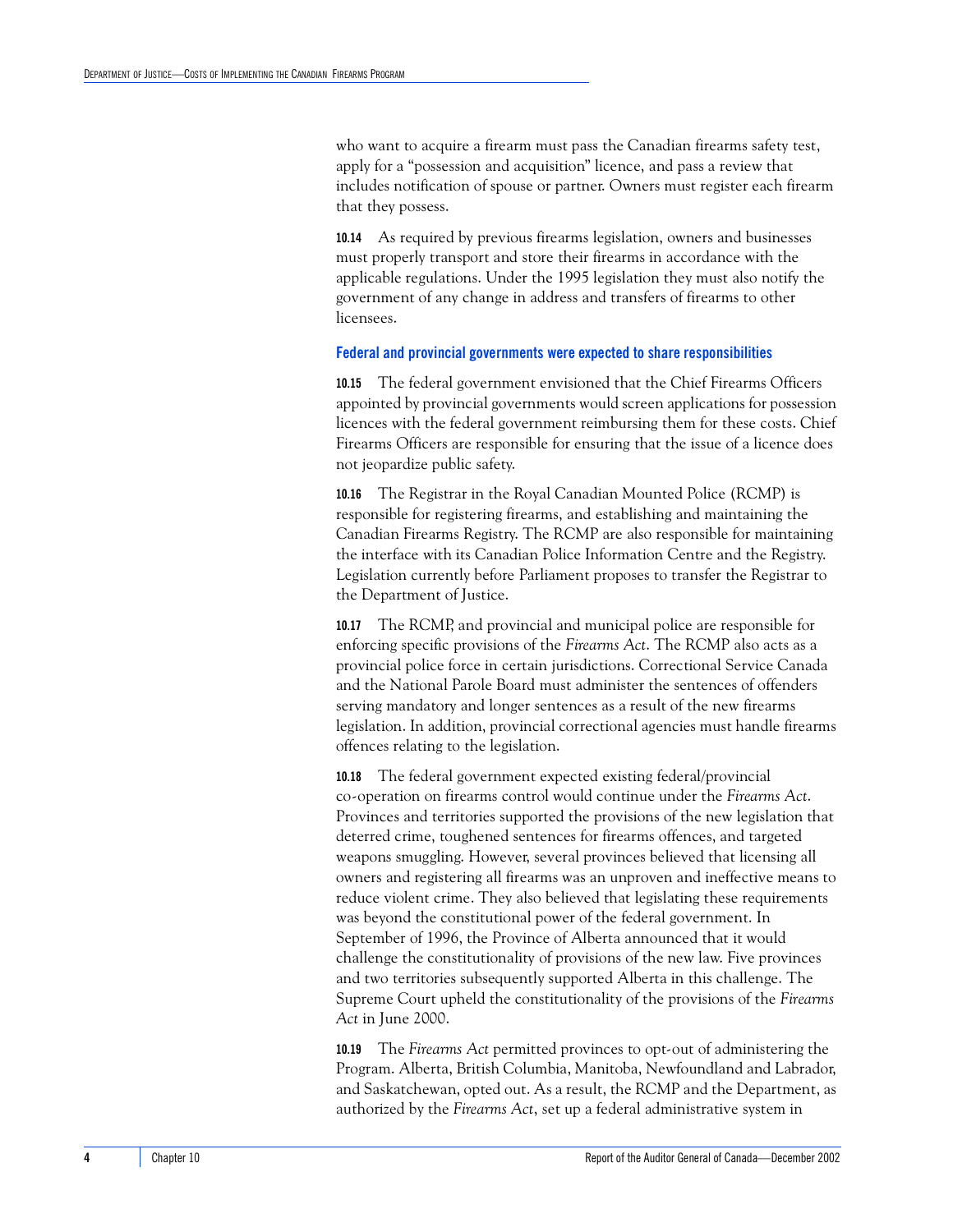who want to acquire a firearm must pass the Canadian firearms safety test, apply for a "possession and acquisition" licence, and pass a review that includes notification of spouse or partner. Owners must register each firearm that they possess.

**10.14** As required by previous firearms legislation, owners and businesses must properly transport and store their firearms in accordance with the applicable regulations. Under the 1995 legislation they must also notify the government of any change in address and transfers of firearms to other licensees.

### Federal and provincial governments were expected to share responsibilities

**10.15** The federal government envisioned that the Chief Firearms Officers appointed by provincial governments would screen applications for possession licences with the federal government reimbursing them for these costs. Chief Firearms Officers are responsible for ensuring that the issue of a licence does not jeopardize public safety.

**10.16** The Registrar in the Royal Canadian Mounted Police (RCMP) is responsible for registering firearms, and establishing and maintaining the Canadian Firearms Registry. The RCMP are also responsible for maintaining the interface with its Canadian Police Information Centre and the Registry. Legislation currently before Parliament proposes to transfer the Registrar to the Department of Justice.

**10.17** The RCMP, and provincial and municipal police are responsible for enforcing specific provisions of the *Firearms Act*. The RCMP also acts as a provincial police force in certain jurisdictions. Correctional Service Canada and the National Parole Board must administer the sentences of offenders serving mandatory and longer sentences as a result of the new firearms legislation. In addition, provincial correctional agencies must handle firearms offences relating to the legislation.

**10.18** The federal government expected existing federal/provincial co-operation on firearms control would continue under the *Firearms Act*. Provinces and territories supported the provisions of the new legislation that deterred crime, toughened sentences for firearms offences, and targeted weapons smuggling. However, several provinces believed that licensing all owners and registering all firearms was an unproven and ineffective means to reduce violent crime. They also believed that legislating these requirements was beyond the constitutional power of the federal government. In September of 1996, the Province of Alberta announced that it would challenge the constitutionality of provisions of the new law. Five provinces and two territories subsequently supported Alberta in this challenge. The Supreme Court upheld the constitutionality of the provisions of the *Firearms Act* in June 2000.

**10.19** The *Firearms Act* permitted provinces to opt-out of administering the Program. Alberta, British Columbia, Manitoba, Newfoundland and Labrador, and Saskatchewan, opted out. As a result, the RCMP and the Department, as authorized by the *Firearms Act*, set up a federal administrative system in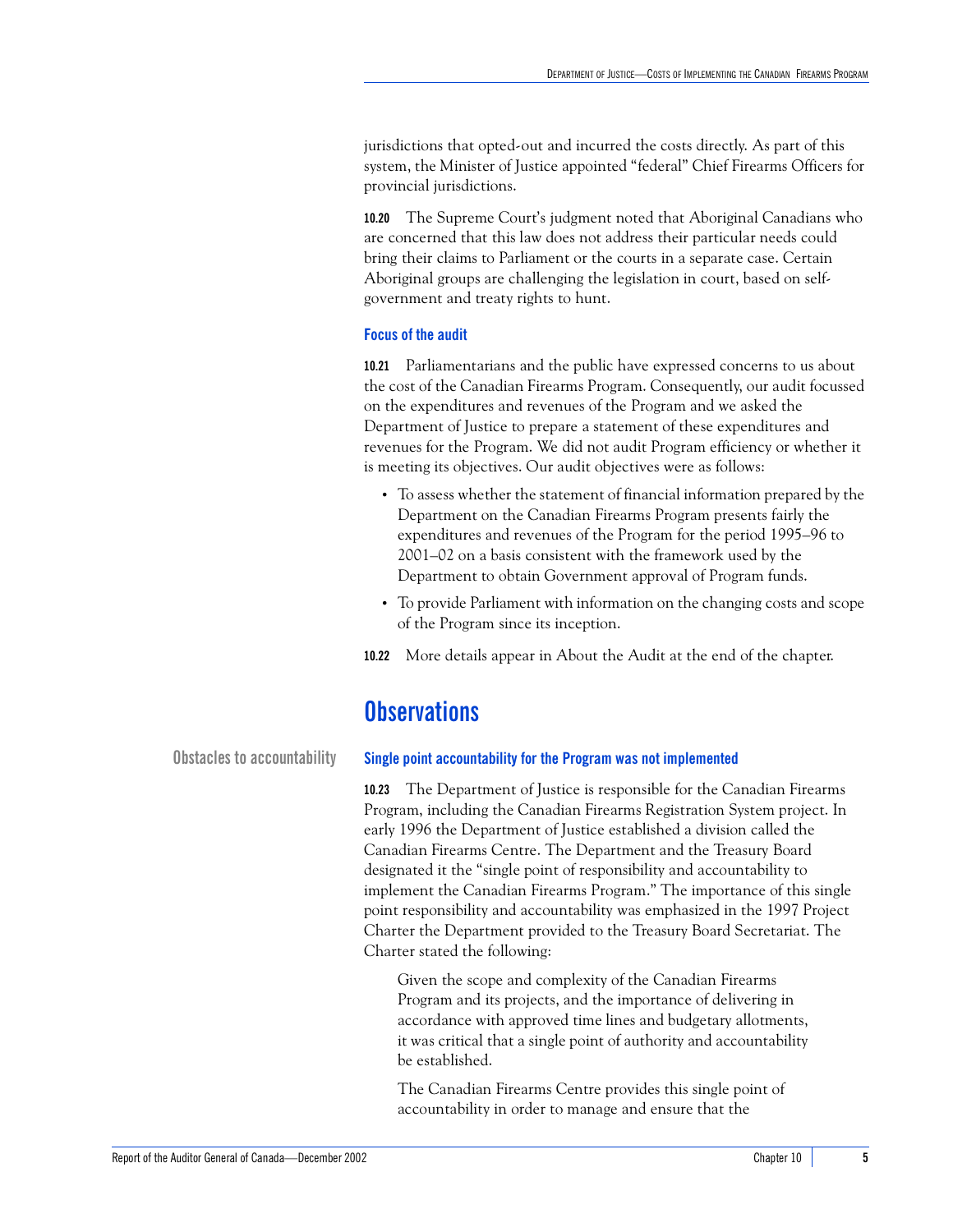jurisdictions that opted-out and incurred the costs directly. As part of this system, the Minister of Justice appointed "federal" Chief Firearms Officers for provincial jurisdictions.

**10.20** The Supreme Court's judgment noted that Aboriginal Canadians who are concerned that this law does not address their particular needs could bring their claims to Parliament or the courts in a separate case. Certain Aboriginal groups are challenging the legislation in court, based on self-government and treaty rights to hunt.

### Focus of the audit

**10.21** Parliamentarians and the public have expressed concerns to us about the cost of the Canadian Firearms Program. Consequently, our audit focussed on the expenditures and revenues of the Program and we asked the Department of Justice to prepare a statement of these expenditures and revenues for the Program. We did not audit Program efficiency or whether it is meeting its objectives. Our audit objectives were as follows:

- To assess whether the statement of financial information prepared by the Department on the Canadian Firearms Program presents fairly the expenditures and revenues of the Program for the period 1995–96 to 2001–02 on a basis consistent with the framework used by the Department to obtain Government approval of Program funds.
- To provide Parliament with information on the changing costs and scope of the Program since its inception.

**10.22** More details appear in About the Audit at the end of the chapter.

## Observations

**Obstacles to accountability**

### Single point accountability for the Program was not implemented

**10.23** The Department of Justice is responsible for the Canadian Firearms Program, including the Canadian Firearms Registration System project. In early 1996 the Department of Justice established a division called the Canadian Firearms Centre. The Department and the Treasury Board designated it the "single point of responsibility and accountability to implement the Canadian Firearms Program." The importance of this single point responsibility and accountability was emphasized in the 1997 Project Charter the Department provided to the Treasury Board Secretariat. The Charter stated the following:

> Given the scope and complexity of the Canadian Firearms Program and its projects, and the importance of delivering in accordance with approved time lines and budgetary allotments, it was critical that a single point of authority and accountability be established.
>
> The Canadian Firearms Centre provides this single point of accountability in order to manage and ensure that the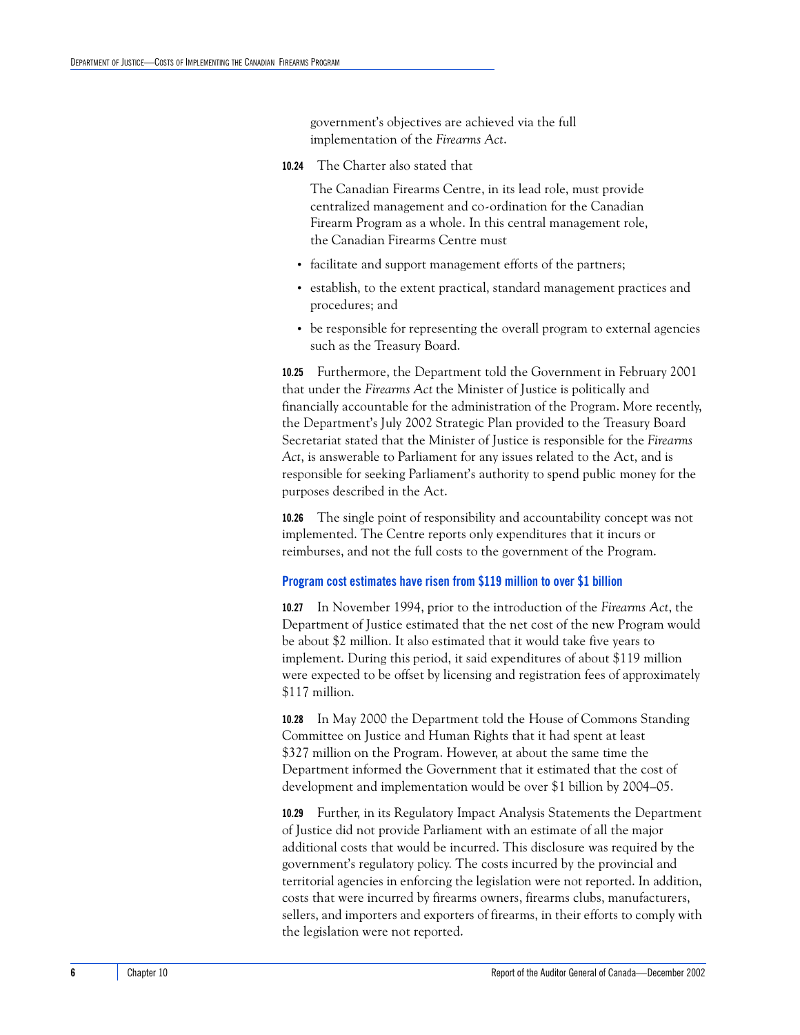government's objectives are achieved via the full implementation of the *Firearms Act*.

**10.24** The Charter also stated that

> The Canadian Firearms Centre, in its lead role, must provide centralized management and co-ordination for the Canadian Firearm Program as a whole. In this central management role, the Canadian Firearms Centre must
>
> - facilitate and support management efforts of the partners;
> - establish, to the extent practical, standard management practices and procedures; and
> - be responsible for representing the overall program to external agencies such as the Treasury Board.

**10.25** Furthermore, the Department told the Government in February 2001 that under the *Firearms Act* the Minister of Justice is politically and financially accountable for the administration of the Program. More recently, the Department's July 2002 Strategic Plan provided to the Treasury Board Secretariat stated that the Minister of Justice is responsible for the *Firearms Act*, is answerable to Parliament for any issues related to the Act, and is responsible for seeking Parliament's authority to spend public money for the purposes described in the Act.

**10.26** The single point of responsibility and accountability concept was not implemented. The Centre reports only expenditures that it incurs or reimburses, and not the full costs to the government of the Program.

### Program cost estimates have risen from $119 million to over $1 billion

**10.27** In November 1994, prior to the introduction of the *Firearms Act*, the Department of Justice estimated that the net cost of the new Program would be about $2 million. It also estimated that it would take five years to implement. During this period, it said expenditures of about $119 million were expected to be offset by licensing and registration fees of approximately $117 million.

**10.28** In May 2000 the Department told the House of Commons Standing Committee on Justice and Human Rights that it had spent at least $327 million on the Program. However, at about the same time the Department informed the Government that it estimated that the cost of development and implementation would be over $1 billion by 2004–05.

**10.29** Further, in its Regulatory Impact Analysis Statements the Department of Justice did not provide Parliament with an estimate of all the major additional costs that would be incurred. This disclosure was required by the government's regulatory policy. The costs incurred by the provincial and territorial agencies in enforcing the legislation were not reported. In addition, costs that were incurred by firearms owners, firearms clubs, manufacturers, sellers, and importers and exporters of firearms, in their efforts to comply with the legislation were not reported.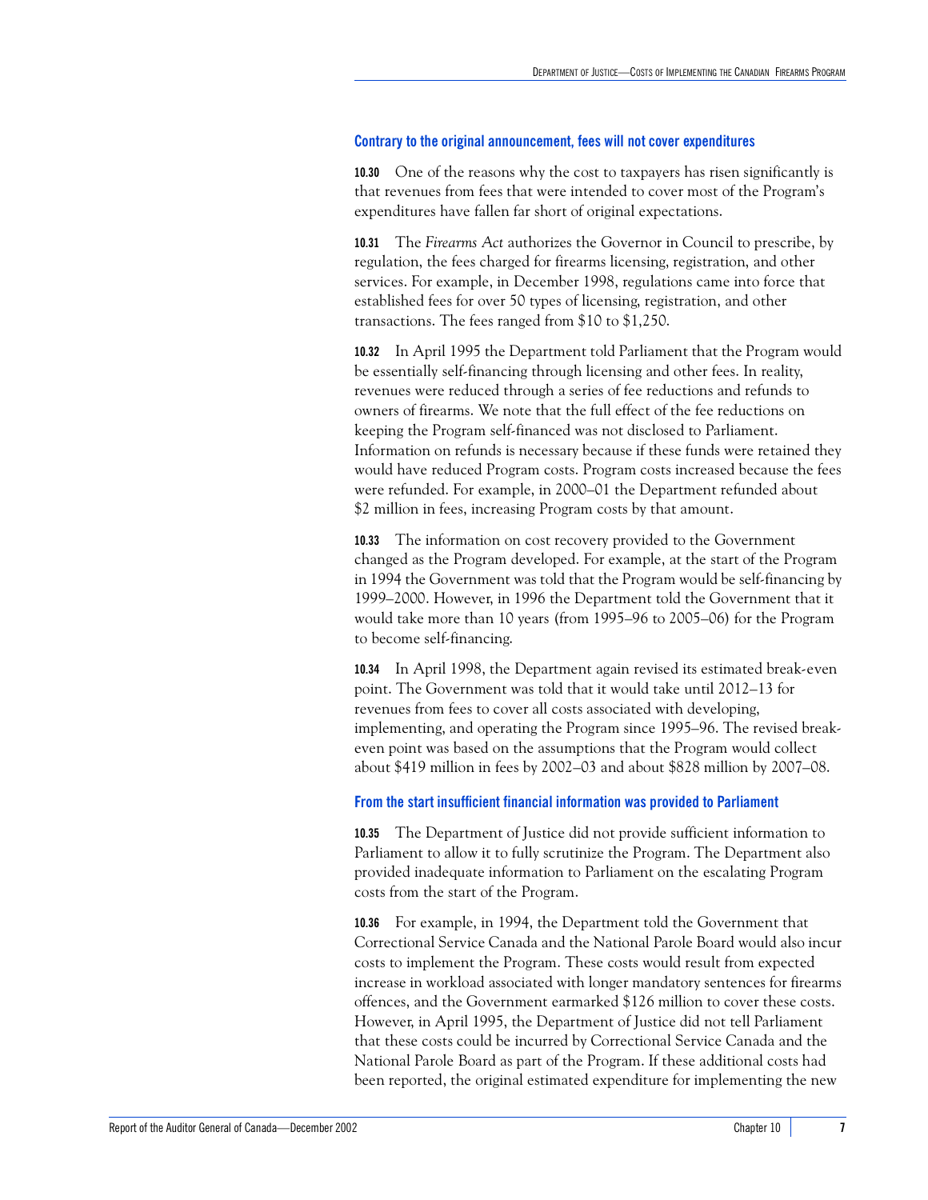### Contrary to the original announcement, fees will not cover expenditures

**10.30** One of the reasons why the cost to taxpayers has risen significantly is that revenues from fees that were intended to cover most of the Program's expenditures have fallen far short of original expectations.

**10.31** The *Firearms Act* authorizes the Governor in Council to prescribe, by regulation, the fees charged for firearms licensing, registration, and other services. For example, in December 1998, regulations came into force that established fees for over 50 types of licensing, registration, and other transactions. The fees ranged from $10 to $1,250.

**10.32** In April 1995 the Department told Parliament that the Program would be essentially self-financing through licensing and other fees. In reality, revenues were reduced through a series of fee reductions and refunds to owners of firearms. We note that the full effect of the fee reductions on keeping the Program self-financed was not disclosed to Parliament. Information on refunds is necessary because if these funds were retained they would have reduced Program costs. Program costs increased because the fees were refunded. For example, in 2000–01 the Department refunded about $2 million in fees, increasing Program costs by that amount.

**10.33** The information on cost recovery provided to the Government changed as the Program developed. For example, at the start of the Program in 1994 the Government was told that the Program would be self-financing by 1999–2000. However, in 1996 the Department told the Government that it would take more than 10 years (from 1995–96 to 2005–06) for the Program to become self-financing.

**10.34** In April 1998, the Department again revised its estimated break-even point. The Government was told that it would take until 2012–13 for revenues from fees to cover all costs associated with developing, implementing, and operating the Program since 1995–96. The revised break-even point was based on the assumptions that the Program would collect about $419 million in fees by 2002–03 and about $828 million by 2007–08.

### From the start insufficient financial information was provided to Parliament

**10.35** The Department of Justice did not provide sufficient information to Parliament to allow it to fully scrutinize the Program. The Department also provided inadequate information to Parliament on the escalating Program costs from the start of the Program.

**10.36** For example, in 1994, the Department told the Government that Correctional Service Canada and the National Parole Board would also incur costs to implement the Program. These costs would result from expected increase in workload associated with longer mandatory sentences for firearms offences, and the Government earmarked $126 million to cover these costs. However, in April 1995, the Department of Justice did not tell Parliament that these costs could be incurred by Correctional Service Canada and the National Parole Board as part of the Program. If these additional costs had been reported, the original estimated expenditure for implementing the new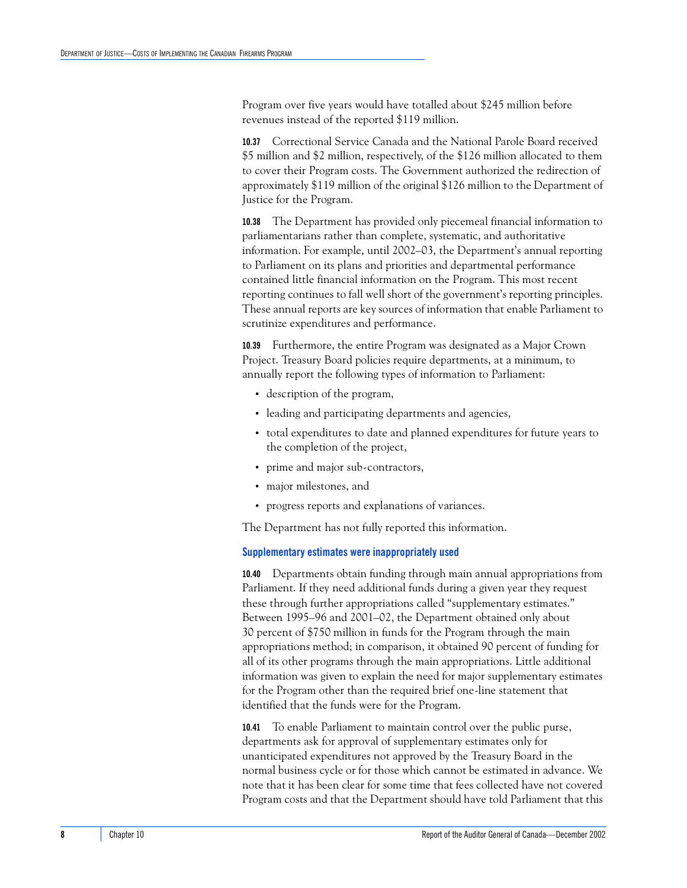Program over five years would have totalled about $245 million before revenues instead of the reported $119 million.

**10.37** Correctional Service Canada and the National Parole Board received $5 million and $2 million, respectively, of the $126 million allocated to them to cover their Program costs. The Government authorized the redirection of approximately $119 million of the original $126 million to the Department of Justice for the Program.

**10.38** The Department has provided only piecemeal financial information to parliamentarians rather than complete, systematic, and authoritative information. For example, until 2002–03, the Department's annual reporting to Parliament on its plans and priorities and departmental performance contained little financial information on the Program. This most recent reporting continues to fall well short of the government's reporting principles. These annual reports are key sources of information that enable Parliament to scrutinize expenditures and performance.

**10.39** Furthermore, the entire Program was designated as a Major Crown Project. Treasury Board policies require departments, at a minimum, to annually report the following types of information to Parliament:

- description of the program,
- leading and participating departments and agencies,
- total expenditures to date and planned expenditures for future years to the completion of the project,
- prime and major sub-contractors,
- major milestones, and
- progress reports and explanations of variances.

The Department has not fully reported this information.

### Supplementary estimates were inappropriately used

**10.40** Departments obtain funding through main annual appropriations from Parliament. If they need additional funds during a given year they request these through further appropriations called "supplementary estimates." Between 1995–96 and 2001–02, the Department obtained only about 30 percent of $750 million in funds for the Program through the main appropriations method; in comparison, it obtained 90 percent of funding for all of its other programs through the main appropriations. Little additional information was given to explain the need for major supplementary estimates for the Program other than the required brief one-line statement that identified that the funds were for the Program.

**10.41** To enable Parliament to maintain control over the public purse, departments ask for approval of supplementary estimates only for unanticipated expenditures not approved by the Treasury Board in the normal business cycle or for those which cannot be estimated in advance. We note that it has been clear for some time that fees collected have not covered Program costs and that the Department should have told Parliament that this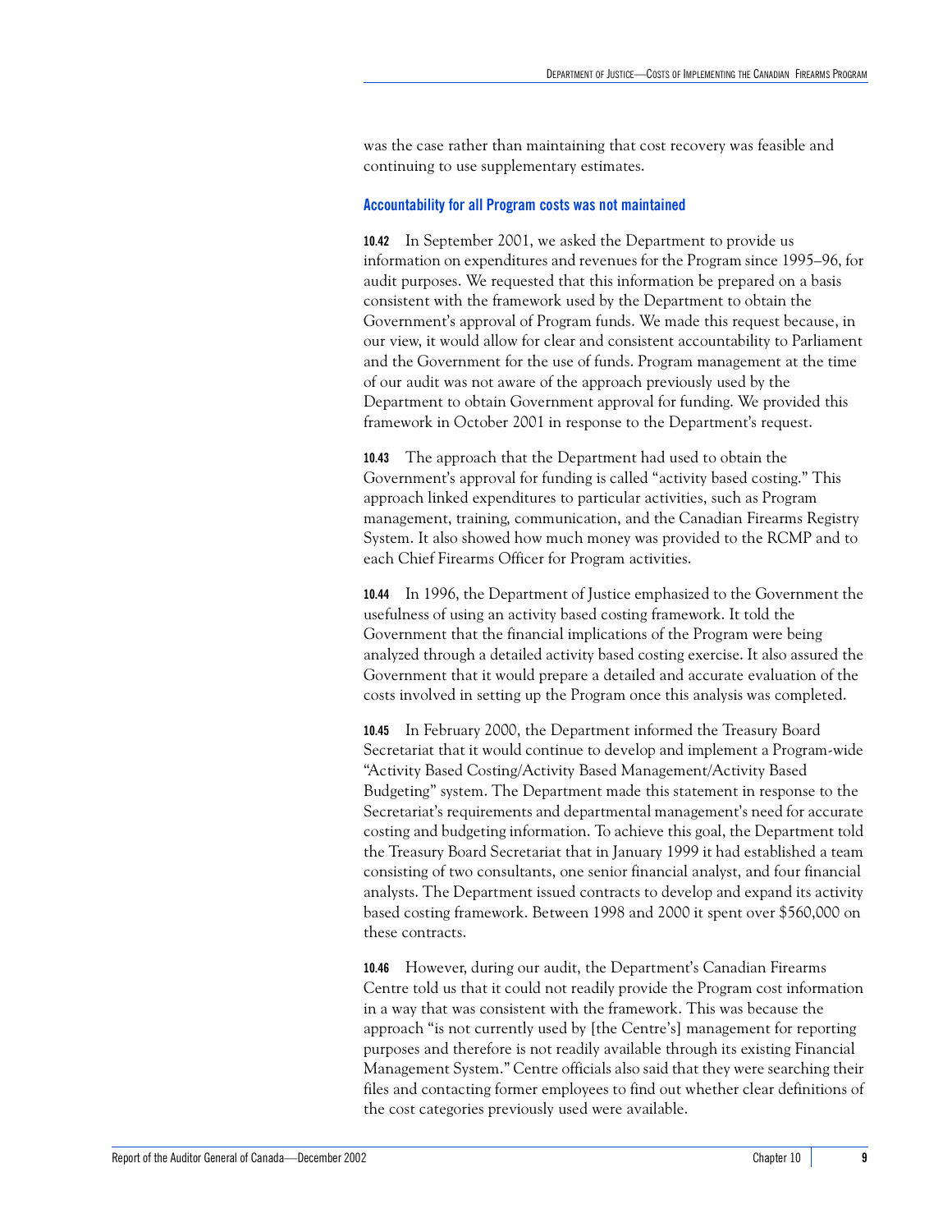was the case rather than maintaining that cost recovery was feasible and continuing to use supplementary estimates.

### Accountability for all Program costs was not maintained

**10.42** In September 2001, we asked the Department to provide us information on expenditures and revenues for the Program since 1995–96, for audit purposes. We requested that this information be prepared on a basis consistent with the framework used by the Department to obtain the Government's approval of Program funds. We made this request because, in our view, it would allow for clear and consistent accountability to Parliament and the Government for the use of funds. Program management at the time of our audit was not aware of the approach previously used by the Department to obtain Government approval for funding. We provided this framework in October 2001 in response to the Department's request.

**10.43** The approach that the Department had used to obtain the Government's approval for funding is called "activity based costing." This approach linked expenditures to particular activities, such as Program management, training, communication, and the Canadian Firearms Registry System. It also showed how much money was provided to the RCMP and to each Chief Firearms Officer for Program activities.

**10.44** In 1996, the Department of Justice emphasized to the Government the usefulness of using an activity based costing framework. It told the Government that the financial implications of the Program were being analyzed through a detailed activity based costing exercise. It also assured the Government that it would prepare a detailed and accurate evaluation of the costs involved in setting up the Program once this analysis was completed.

**10.45** In February 2000, the Department informed the Treasury Board Secretariat that it would continue to develop and implement a Program-wide "Activity Based Costing/Activity Based Management/Activity Based Budgeting" system. The Department made this statement in response to the Secretariat's requirements and departmental management's need for accurate costing and budgeting information. To achieve this goal, the Department told the Treasury Board Secretariat that in January 1999 it had established a team consisting of two consultants, one senior financial analyst, and four financial analysts. The Department issued contracts to develop and expand its activity based costing framework. Between 1998 and 2000 it spent over $560,000 on these contracts.

**10.46** However, during our audit, the Department's Canadian Firearms Centre told us that it could not readily provide the Program cost information in a way that was consistent with the framework. This was because the approach "is not currently used by [the Centre's] management for reporting purposes and therefore is not readily available through its existing Financial Management System." Centre officials also said that they were searching their files and contacting former employees to find out whether clear definitions of the cost categories previously used were available.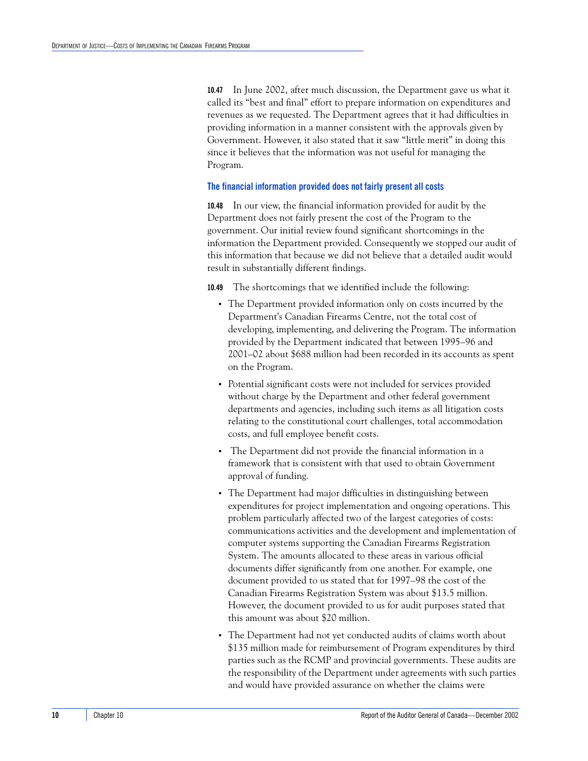**10.47** In June 2002, after much discussion, the Department gave us what it called its "best and final" effort to prepare information on expenditures and revenues as we requested. The Department agrees that it had difficulties in providing information in a manner consistent with the approvals given by Government. However, it also stated that it saw "little merit" in doing this since it believes that the information was not useful for managing the Program.

### The financial information provided does not fairly present all costs

**10.48** In our view, the financial information provided for audit by the Department does not fairly present the cost of the Program to the government. Our initial review found significant shortcomings in the information the Department provided. Consequently we stopped our audit of this information that because we did not believe that a detailed audit would result in substantially different findings.

**10.49** The shortcomings that we identified include the following:

- The Department provided information only on costs incurred by the Department's Canadian Firearms Centre, not the total cost of developing, implementing, and delivering the Program. The information provided by the Department indicated that between 1995–96 and 2001–02 about $688 million had been recorded in its accounts as spent on the Program.
- Potential significant costs were not included for services provided without charge by the Department and other federal government departments and agencies, including such items as all litigation costs relating to the constitutional court challenges, total accommodation costs, and full employee benefit costs.
- The Department did not provide the financial information in a framework that is consistent with that used to obtain Government approval of funding.
- The Department had major difficulties in distinguishing between expenditures for project implementation and ongoing operations. This problem particularly affected two of the largest categories of costs: communications activities and the development and implementation of computer systems supporting the Canadian Firearms Registration System. The amounts allocated to these areas in various official documents differ significantly from one another. For example, one document provided to us stated that for 1997–98 the cost of the Canadian Firearms Registration System was about $13.5 million. However, the document provided to us for audit purposes stated that this amount was about $20 million.
- The Department had not yet conducted audits of claims worth about $135 million made for reimbursement of Program expenditures by third parties such as the RCMP and provincial governments. These audits are the responsibility of the Department under agreements with such parties and would have provided assurance on whether the claims were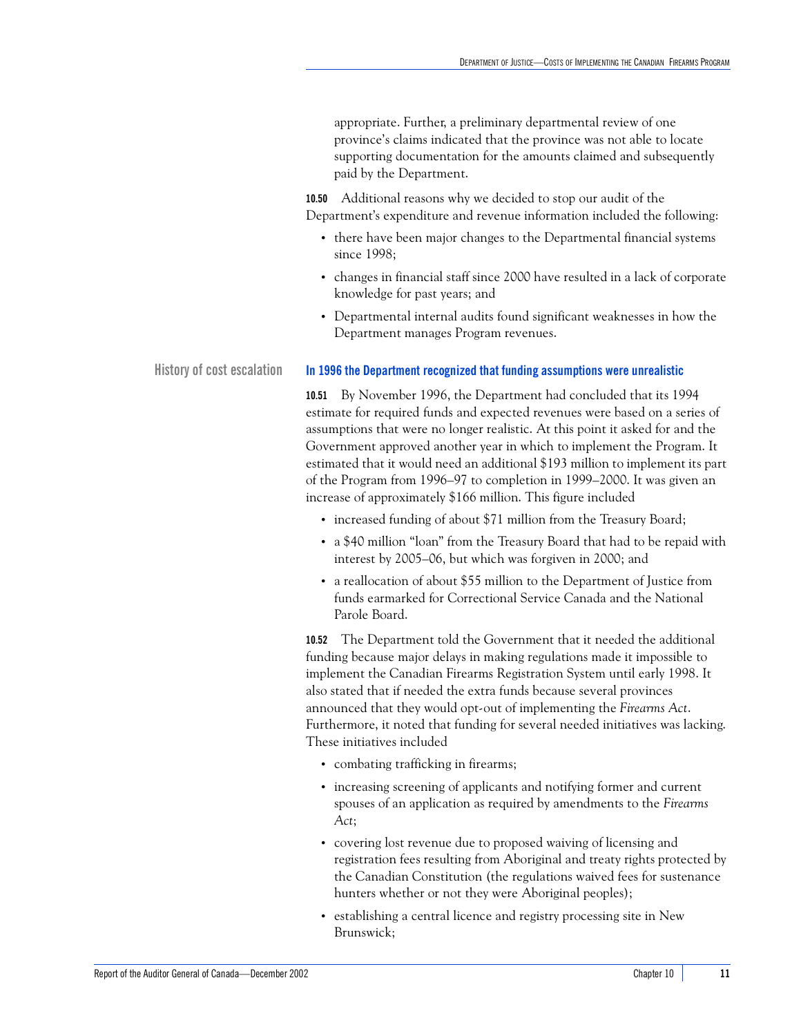appropriate. Further, a preliminary departmental review of one province's claims indicated that the province was not able to locate supporting documentation for the amounts claimed and subsequently paid by the Department.

**10.50** Additional reasons why we decided to stop our audit of the Department's expenditure and revenue information included the following:

- there have been major changes to the Departmental financial systems since 1998;
- changes in financial staff since 2000 have resulted in a lack of corporate knowledge for past years; and
- Departmental internal audits found significant weaknesses in how the Department manages Program revenues.

## History of cost escalation

### In 1996 the Department recognized that funding assumptions were unrealistic

**10.51** By November 1996, the Department had concluded that its 1994 estimate for required funds and expected revenues were based on a series of assumptions that were no longer realistic. At this point it asked for and the Government approved another year in which to implement the Program. It estimated that it would need an additional $193 million to implement its part of the Program from 1996–97 to completion in 1999–2000. It was given an increase of approximately $166 million. This figure included

- increased funding of about $71 million from the Treasury Board;
- a $40 million "loan" from the Treasury Board that had to be repaid with interest by 2005–06, but which was forgiven in 2000; and
- a reallocation of about $55 million to the Department of Justice from funds earmarked for Correctional Service Canada and the National Parole Board.

**10.52** The Department told the Government that it needed the additional funding because major delays in making regulations made it impossible to implement the Canadian Firearms Registration System until early 1998. It also stated that if needed the extra funds because several provinces announced that they would opt-out of implementing the *Firearms Act*. Furthermore, it noted that funding for several needed initiatives was lacking. These initiatives included

- combating trafficking in firearms;
- increasing screening of applicants and notifying former and current spouses of an application as required by amendments to the *Firearms Act*;
- covering lost revenue due to proposed waiving of licensing and registration fees resulting from Aboriginal and treaty rights protected by the Canadian Constitution (the regulations waived fees for sustenance hunters whether or not they were Aboriginal peoples);
- establishing a central licence and registry processing site in New Brunswick;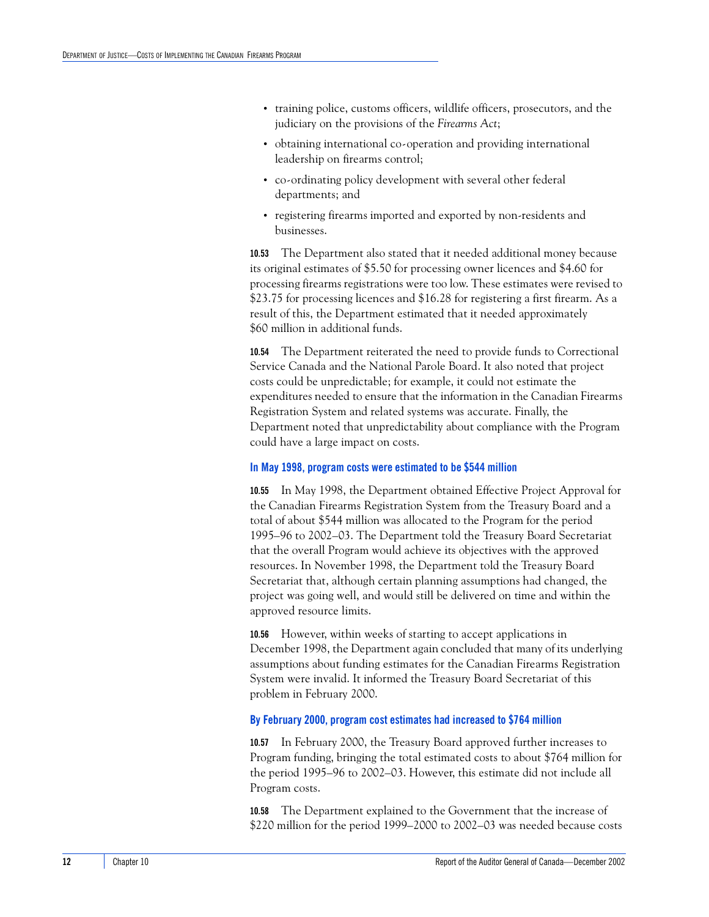- training police, customs officers, wildlife officers, prosecutors, and the judiciary on the provisions of the *Firearms Act*;
- obtaining international co-operation and providing international leadership on firearms control;
- co-ordinating policy development with several other federal departments; and
- registering firearms imported and exported by non-residents and businesses.

**10.53** The Department also stated that it needed additional money because its original estimates of $5.50 for processing owner licences and $4.60 for processing firearms registrations were too low. These estimates were revised to $23.75 for processing licences and $16.28 for registering a first firearm. As a result of this, the Department estimated that it needed approximately $60 million in additional funds.

**10.54** The Department reiterated the need to provide funds to Correctional Service Canada and the National Parole Board. It also noted that project costs could be unpredictable; for example, it could not estimate the expenditures needed to ensure that the information in the Canadian Firearms Registration System and related systems was accurate. Finally, the Department noted that unpredictability about compliance with the Program could have a large impact on costs.

### In May 1998, program costs were estimated to be $544 million

**10.55** In May 1998, the Department obtained Effective Project Approval for the Canadian Firearms Registration System from the Treasury Board and a total of about $544 million was allocated to the Program for the period 1995–96 to 2002–03. The Department told the Treasury Board Secretariat that the overall Program would achieve its objectives with the approved resources. In November 1998, the Department told the Treasury Board Secretariat that, although certain planning assumptions had changed, the project was going well, and would still be delivered on time and within the approved resource limits.

**10.56** However, within weeks of starting to accept applications in December 1998, the Department again concluded that many of its underlying assumptions about funding estimates for the Canadian Firearms Registration System were invalid. It informed the Treasury Board Secretariat of this problem in February 2000.

### By February 2000, program cost estimates had increased to $764 million

**10.57** In February 2000, the Treasury Board approved further increases to Program funding, bringing the total estimated costs to about $764 million for the period 1995–96 to 2002–03. However, this estimate did not include all Program costs.

**10.58** The Department explained to the Government that the increase of $220 million for the period 1999–2000 to 2002–03 was needed because costs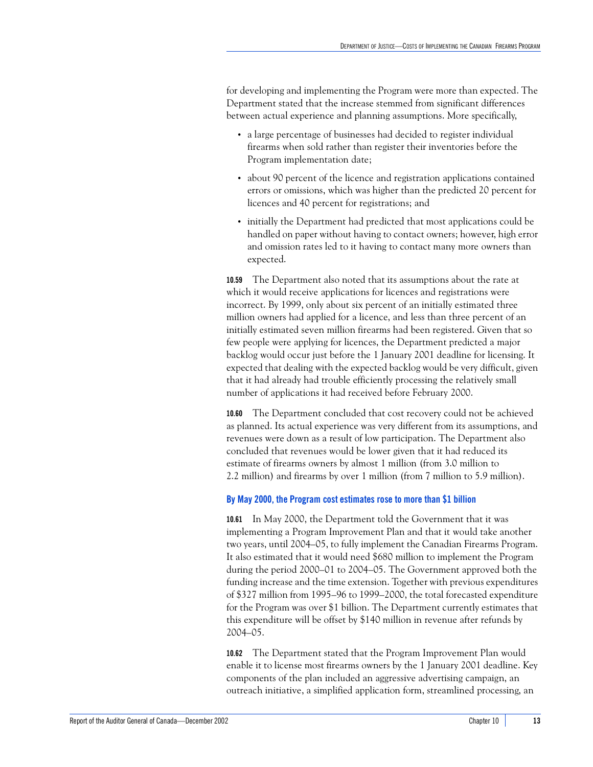for developing and implementing the Program were more than expected. The Department stated that the increase stemmed from significant differences between actual experience and planning assumptions. More specifically,

- a large percentage of businesses had decided to register individual firearms when sold rather than register their inventories before the Program implementation date;
- about 90 percent of the licence and registration applications contained errors or omissions, which was higher than the predicted 20 percent for licences and 40 percent for registrations; and
- initially the Department had predicted that most applications could be handled on paper without having to contact owners; however, high error and omission rates led to it having to contact many more owners than expected.

**10.59** The Department also noted that its assumptions about the rate at which it would receive applications for licences and registrations were incorrect. By 1999, only about six percent of an initially estimated three million owners had applied for a licence, and less than three percent of an initially estimated seven million firearms had been registered. Given that so few people were applying for licences, the Department predicted a major backlog would occur just before the 1 January 2001 deadline for licensing. It expected that dealing with the expected backlog would be very difficult, given that it had already had trouble efficiently processing the relatively small number of applications it had received before February 2000.

**10.60** The Department concluded that cost recovery could not be achieved as planned. Its actual experience was very different from its assumptions, and revenues were down as a result of low participation. The Department also concluded that revenues would be lower given that it had reduced its estimate of firearms owners by almost 1 million (from 3.0 million to 2.2 million) and firearms by over 1 million (from 7 million to 5.9 million).

### By May 2000, the Program cost estimates rose to more than $1 billion

**10.61** In May 2000, the Department told the Government that it was implementing a Program Improvement Plan and that it would take another two years, until 2004–05, to fully implement the Canadian Firearms Program. It also estimated that it would need $680 million to implement the Program during the period 2000–01 to 2004–05. The Government approved both the funding increase and the time extension. Together with previous expenditures of $327 million from 1995–96 to 1999–2000, the total forecasted expenditure for the Program was over $1 billion. The Department currently estimates that this expenditure will be offset by $140 million in revenue after refunds by 2004–05.

**10.62** The Department stated that the Program Improvement Plan would enable it to license most firearms owners by the 1 January 2001 deadline. Key components of the plan included an aggressive advertising campaign, an outreach initiative, a simplified application form, streamlined processing, an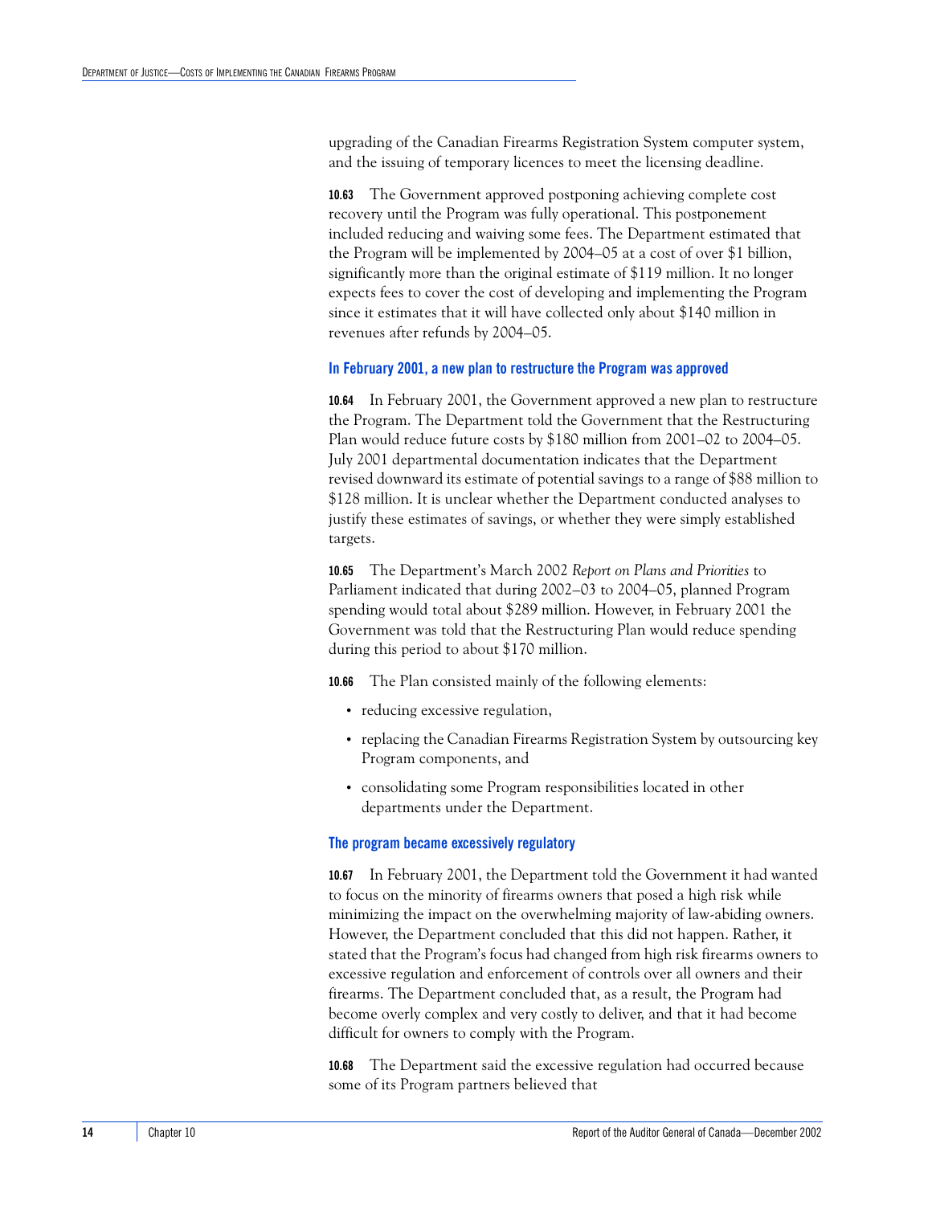upgrading of the Canadian Firearms Registration System computer system, and the issuing of temporary licences to meet the licensing deadline.

**10.63** The Government approved postponing achieving complete cost recovery until the Program was fully operational. This postponement included reducing and waiving some fees. The Department estimated that the Program will be implemented by 2004–05 at a cost of over $1 billion, significantly more than the original estimate of $119 million. It no longer expects fees to cover the cost of developing and implementing the Program since it estimates that it will have collected only about $140 million in revenues after refunds by 2004–05.

### In February 2001, a new plan to restructure the Program was approved

**10.64** In February 2001, the Government approved a new plan to restructure the Program. The Department told the Government that the Restructuring Plan would reduce future costs by $180 million from 2001–02 to 2004–05. July 2001 departmental documentation indicates that the Department revised downward its estimate of potential savings to a range of $88 million to $128 million. It is unclear whether the Department conducted analyses to justify these estimates of savings, or whether they were simply established targets.

**10.65** The Department's March 2002 *Report on Plans and Priorities* to Parliament indicated that during 2002–03 to 2004–05, planned Program spending would total about $289 million. However, in February 2001 the Government was told that the Restructuring Plan would reduce spending during this period to about $170 million.

**10.66** The Plan consisted mainly of the following elements:

- reducing excessive regulation,
- replacing the Canadian Firearms Registration System by outsourcing key Program components, and
- consolidating some Program responsibilities located in other departments under the Department.

### The program became excessively regulatory

**10.67** In February 2001, the Department told the Government it had wanted to focus on the minority of firearms owners that posed a high risk while minimizing the impact on the overwhelming majority of law-abiding owners. However, the Department concluded that this did not happen. Rather, it stated that the Program's focus had changed from high risk firearms owners to excessive regulation and enforcement of controls over all owners and their firearms. The Department concluded that, as a result, the Program had become overly complex and very costly to deliver, and that it had become difficult for owners to comply with the Program.

**10.68** The Department said the excessive regulation had occurred because some of its Program partners believed that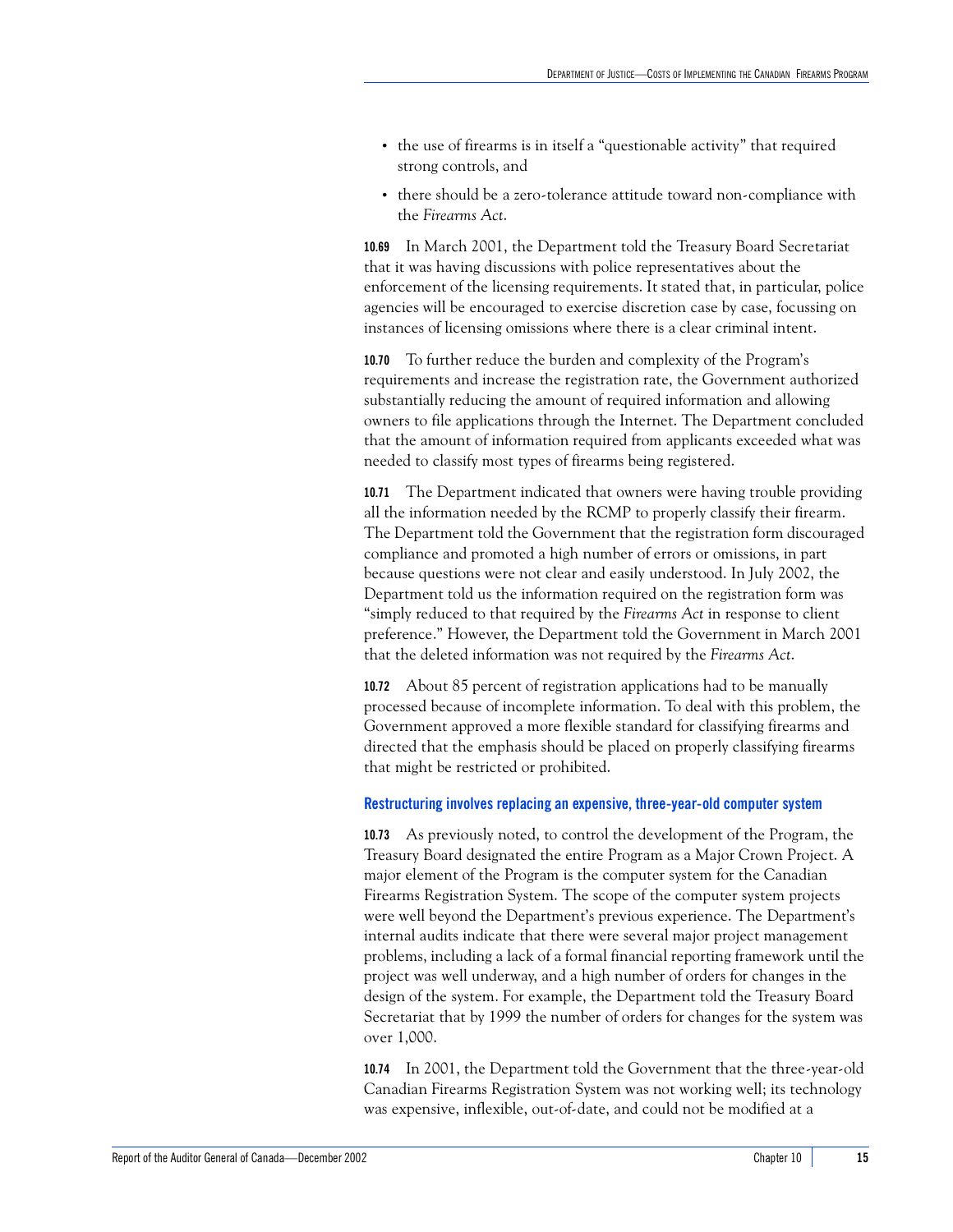- the use of firearms is in itself a "questionable activity" that required strong controls, and
- there should be a zero-tolerance attitude toward non-compliance with the *Firearms Act*.

**10.69** In March 2001, the Department told the Treasury Board Secretariat that it was having discussions with police representatives about the enforcement of the licensing requirements. It stated that, in particular, police agencies will be encouraged to exercise discretion case by case, focussing on instances of licensing omissions where there is a clear criminal intent.

**10.70** To further reduce the burden and complexity of the Program's requirements and increase the registration rate, the Government authorized substantially reducing the amount of required information and allowing owners to file applications through the Internet. The Department concluded that the amount of information required from applicants exceeded what was needed to classify most types of firearms being registered.

**10.71** The Department indicated that owners were having trouble providing all the information needed by the RCMP to properly classify their firearm. The Department told the Government that the registration form discouraged compliance and promoted a high number of errors or omissions, in part because questions were not clear and easily understood. In July 2002, the Department told us the information required on the registration form was "simply reduced to that required by the *Firearms Act* in response to client preference." However, the Department told the Government in March 2001 that the deleted information was not required by the *Firearms Act*.

**10.72** About 85 percent of registration applications had to be manually processed because of incomplete information. To deal with this problem, the Government approved a more flexible standard for classifying firearms and directed that the emphasis should be placed on properly classifying firearms that might be restricted or prohibited.

### Restructuring involves replacing an expensive, three-year-old computer system

**10.73** As previously noted, to control the development of the Program, the Treasury Board designated the entire Program as a Major Crown Project. A major element of the Program is the computer system for the Canadian Firearms Registration System. The scope of the computer system projects were well beyond the Department's previous experience. The Department's internal audits indicate that there were several major project management problems, including a lack of a formal financial reporting framework until the project was well underway, and a high number of orders for changes in the design of the system. For example, the Department told the Treasury Board Secretariat that by 1999 the number of orders for changes for the system was over 1,000.

**10.74** In 2001, the Department told the Government that the three-year-old Canadian Firearms Registration System was not working well; its technology was expensive, inflexible, out-of-date, and could not be modified at a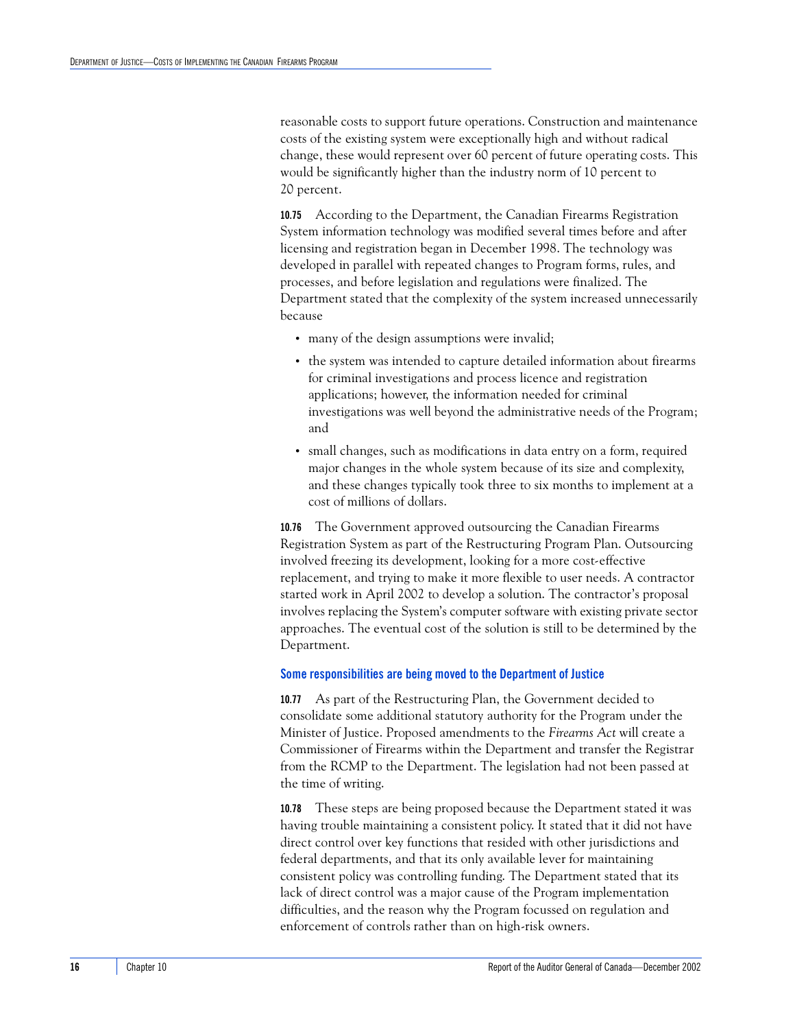reasonable costs to support future operations. Construction and maintenance costs of the existing system were exceptionally high and without radical change, these would represent over 60 percent of future operating costs. This would be significantly higher than the industry norm of 10 percent to 20 percent.

**10.75** According to the Department, the Canadian Firearms Registration System information technology was modified several times before and after licensing and registration began in December 1998. The technology was developed in parallel with repeated changes to Program forms, rules, and processes, and before legislation and regulations were finalized. The Department stated that the complexity of the system increased unnecessarily because

- many of the design assumptions were invalid;
- the system was intended to capture detailed information about firearms for criminal investigations and process licence and registration applications; however, the information needed for criminal investigations was well beyond the administrative needs of the Program; and
- small changes, such as modifications in data entry on a form, required major changes in the whole system because of its size and complexity, and these changes typically took three to six months to implement at a cost of millions of dollars.

**10.76** The Government approved outsourcing the Canadian Firearms Registration System as part of the Restructuring Program Plan. Outsourcing involved freezing its development, looking for a more cost-effective replacement, and trying to make it more flexible to user needs. A contractor started work in April 2002 to develop a solution. The contractor's proposal involves replacing the System's computer software with existing private sector approaches. The eventual cost of the solution is still to be determined by the Department.

### Some responsibilities are being moved to the Department of Justice

**10.77** As part of the Restructuring Plan, the Government decided to consolidate some additional statutory authority for the Program under the Minister of Justice. Proposed amendments to the *Firearms Act* will create a Commissioner of Firearms within the Department and transfer the Registrar from the RCMP to the Department. The legislation had not been passed at the time of writing.

**10.78** These steps are being proposed because the Department stated it was having trouble maintaining a consistent policy. It stated that it did not have direct control over key functions that resided with other jurisdictions and federal departments, and that its only available lever for maintaining consistent policy was controlling funding. The Department stated that its lack of direct control was a major cause of the Program implementation difficulties, and the reason why the Program focussed on regulation and enforcement of controls rather than on high-risk owners.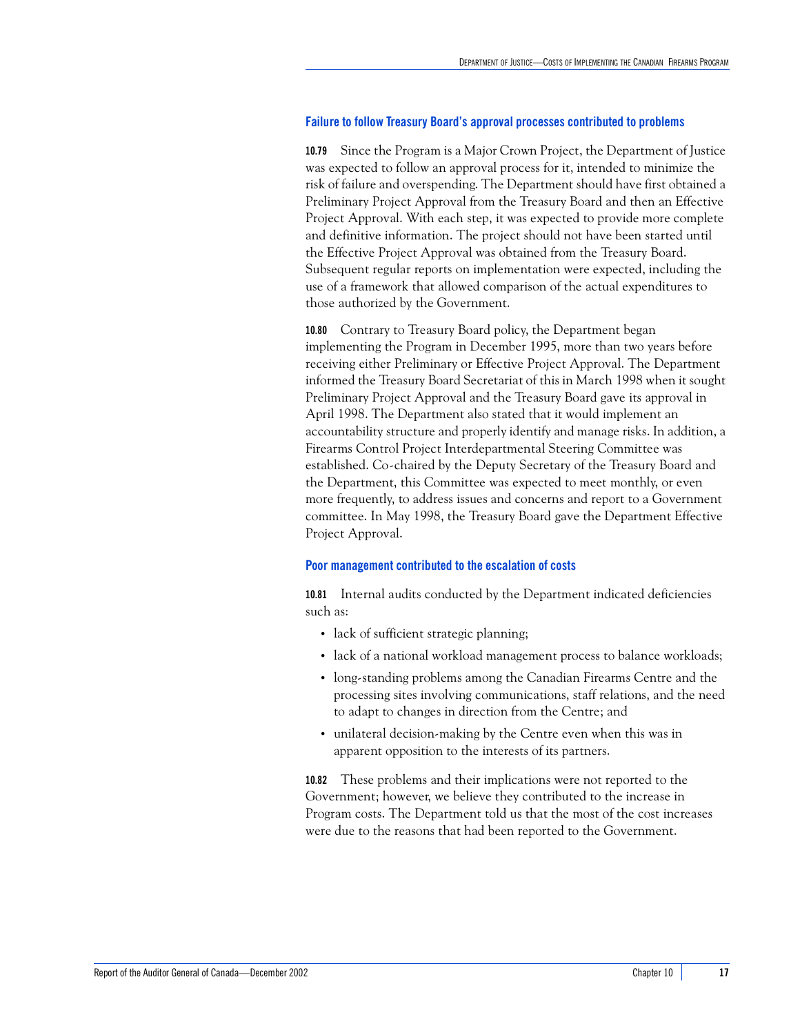### Failure to follow Treasury Board's approval processes contributed to problems

**10.79** Since the Program is a Major Crown Project, the Department of Justice was expected to follow an approval process for it, intended to minimize the risk of failure and overspending. The Department should have first obtained a Preliminary Project Approval from the Treasury Board and then an Effective Project Approval. With each step, it was expected to provide more complete and definitive information. The project should not have been started until the Effective Project Approval was obtained from the Treasury Board. Subsequent regular reports on implementation were expected, including the use of a framework that allowed comparison of the actual expenditures to those authorized by the Government.

**10.80** Contrary to Treasury Board policy, the Department began implementing the Program in December 1995, more than two years before receiving either Preliminary or Effective Project Approval. The Department informed the Treasury Board Secretariat of this in March 1998 when it sought Preliminary Project Approval and the Treasury Board gave its approval in April 1998. The Department also stated that it would implement an accountability structure and properly identify and manage risks. In addition, a Firearms Control Project Interdepartmental Steering Committee was established. Co-chaired by the Deputy Secretary of the Treasury Board and the Department, this Committee was expected to meet monthly, or even more frequently, to address issues and concerns and report to a Government committee. In May 1998, the Treasury Board gave the Department Effective Project Approval.

### Poor management contributed to the escalation of costs

**10.81** Internal audits conducted by the Department indicated deficiencies such as:

- lack of sufficient strategic planning;
- lack of a national workload management process to balance workloads;
- long-standing problems among the Canadian Firearms Centre and the processing sites involving communications, staff relations, and the need to adapt to changes in direction from the Centre; and
- unilateral decision-making by the Centre even when this was in apparent opposition to the interests of its partners.

**10.82** These problems and their implications were not reported to the Government; however, we believe they contributed to the increase in Program costs. The Department told us that the most of the cost increases were due to the reasons that had been reported to the Government.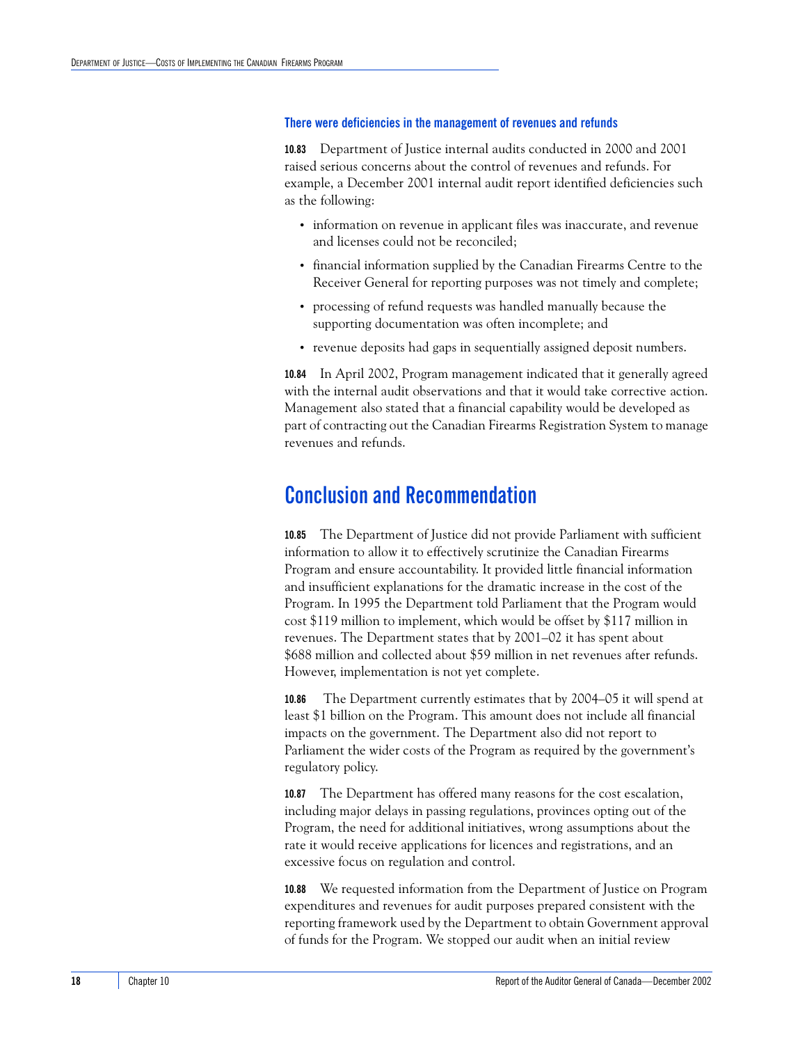### There were deficiencies in the management of revenues and refunds

**10.83** Department of Justice internal audits conducted in 2000 and 2001 raised serious concerns about the control of revenues and refunds. For example, a December 2001 internal audit report identified deficiencies such as the following:

- information on revenue in applicant files was inaccurate, and revenue and licenses could not be reconciled;
- financial information supplied by the Canadian Firearms Centre to the Receiver General for reporting purposes was not timely and complete;
- processing of refund requests was handled manually because the supporting documentation was often incomplete; and
- revenue deposits had gaps in sequentially assigned deposit numbers.

**10.84** In April 2002, Program management indicated that it generally agreed with the internal audit observations and that it would take corrective action. Management also stated that a financial capability would be developed as part of contracting out the Canadian Firearms Registration System to manage revenues and refunds.

## Conclusion and Recommendation

**10.85** The Department of Justice did not provide Parliament with sufficient information to allow it to effectively scrutinize the Canadian Firearms Program and ensure accountability. It provided little financial information and insufficient explanations for the dramatic increase in the cost of the Program. In 1995 the Department told Parliament that the Program would cost $119 million to implement, which would be offset by $117 million in revenues. The Department states that by 2001–02 it has spent about $688 million and collected about $59 million in net revenues after refunds. However, implementation is not yet complete.

**10.86** The Department currently estimates that by 2004–05 it will spend at least $1 billion on the Program. This amount does not include all financial impacts on the government. The Department also did not report to Parliament the wider costs of the Program as required by the government's regulatory policy.

**10.87** The Department has offered many reasons for the cost escalation, including major delays in passing regulations, provinces opting out of the Program, the need for additional initiatives, wrong assumptions about the rate it would receive applications for licences and registrations, and an excessive focus on regulation and control.

**10.88** We requested information from the Department of Justice on Program expenditures and revenues for audit purposes prepared consistent with the reporting framework used by the Department to obtain Government approval of funds for the Program. We stopped our audit when an initial review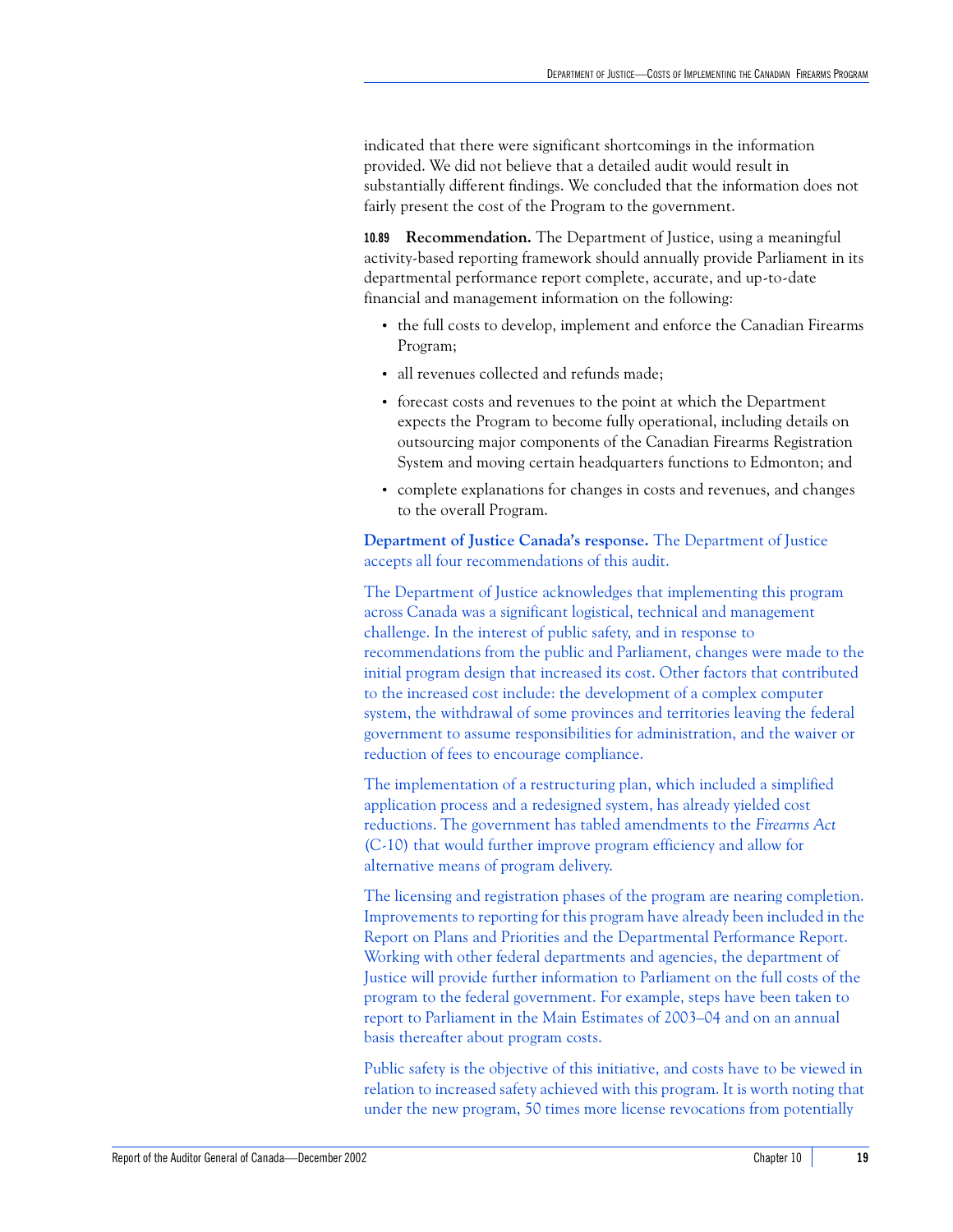indicated that there were significant shortcomings in the information provided. We did not believe that a detailed audit would result in substantially different findings. We concluded that the information does not fairly present the cost of the Program to the government.

**10.89 Recommendation.** The Department of Justice, using a meaningful activity-based reporting framework should annually provide Parliament in its departmental performance report complete, accurate, and up-to-date financial and management information on the following:

- the full costs to develop, implement and enforce the Canadian Firearms Program;
- all revenues collected and refunds made;
- forecast costs and revenues to the point at which the Department expects the Program to become fully operational, including details on outsourcing major components of the Canadian Firearms Registration System and moving certain headquarters functions to Edmonton; and
- complete explanations for changes in costs and revenues, and changes to the overall Program.

**Department of Justice Canada's response.** The Department of Justice accepts all four recommendations of this audit.

The Department of Justice acknowledges that implementing this program across Canada was a significant logistical, technical and management challenge. In the interest of public safety, and in response to recommendations from the public and Parliament, changes were made to the initial program design that increased its cost. Other factors that contributed to the increased cost include: the development of a complex computer system, the withdrawal of some provinces and territories leaving the federal government to assume responsibilities for administration, and the waiver or reduction of fees to encourage compliance.

The implementation of a restructuring plan, which included a simplified application process and a redesigned system, has already yielded cost reductions. The government has tabled amendments to the *Firearms Act* (C-10) that would further improve program efficiency and allow for alternative means of program delivery.

The licensing and registration phases of the program are nearing completion. Improvements to reporting for this program have already been included in the Report on Plans and Priorities and the Departmental Performance Report. Working with other federal departments and agencies, the department of Justice will provide further information to Parliament on the full costs of the program to the federal government. For example, steps have been taken to report to Parliament in the Main Estimates of 2003–04 and on an annual basis thereafter about program costs.

Public safety is the objective of this initiative, and costs have to be viewed in relation to increased safety achieved with this program. It is worth noting that under the new program, 50 times more license revocations from potentially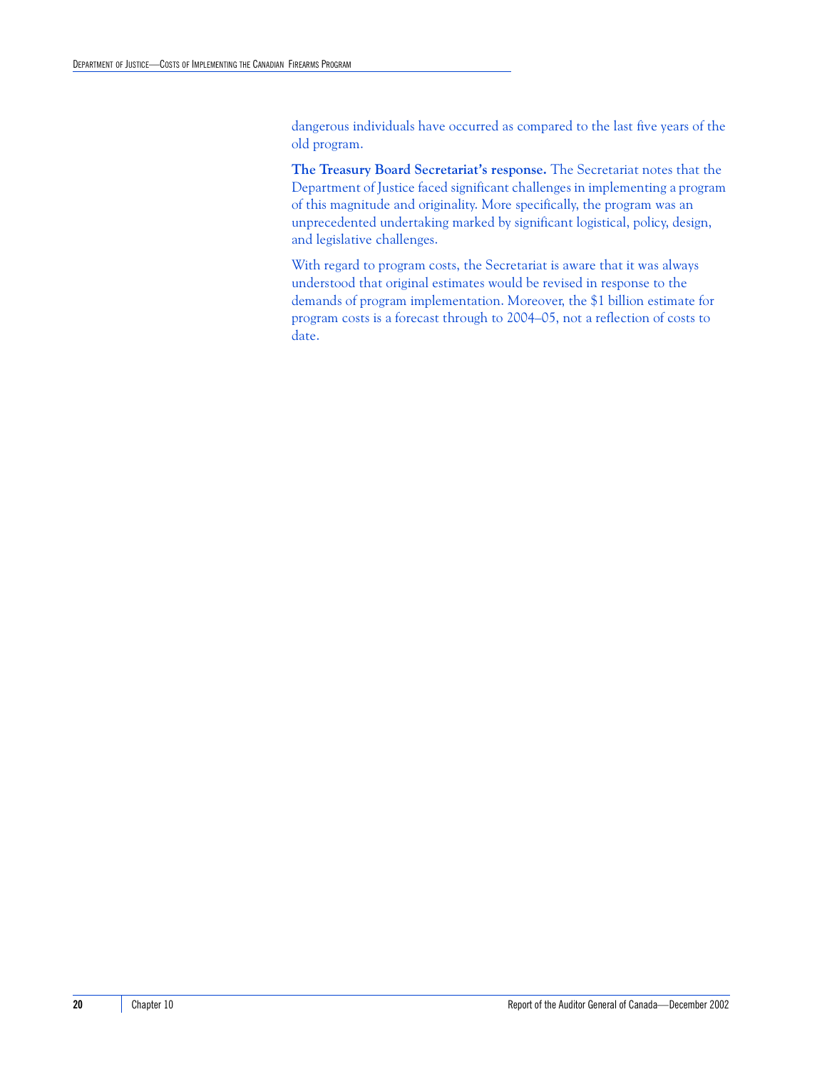dangerous individuals have occurred as compared to the last five years of the old program.

**The Treasury Board Secretariat's response.** The Secretariat notes that the Department of Justice faced significant challenges in implementing a program of this magnitude and originality. More specifically, the program was an unprecedented undertaking marked by significant logistical, policy, design, and legislative challenges.

With regard to program costs, the Secretariat is aware that it was always understood that original estimates would be revised in response to the demands of program implementation. Moreover, the $1 billion estimate for program costs is a forecast through to 2004–05, not a reflection of costs to date.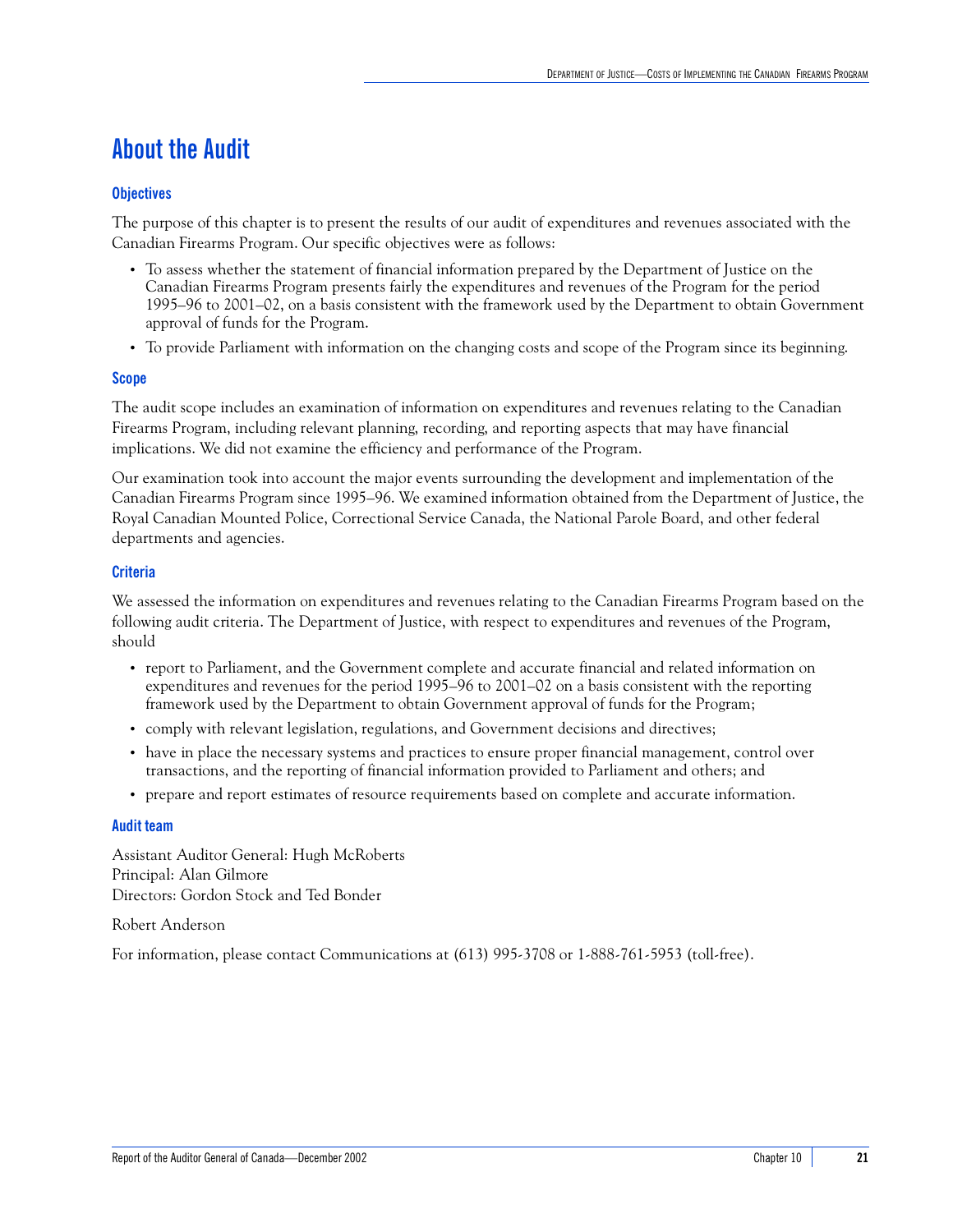# About the Audit

## Objectives

The purpose of this chapter is to present the results of our audit of expenditures and revenues associated with the Canadian Firearms Program. Our specific objectives were as follows:

- To assess whether the statement of financial information prepared by the Department of Justice on the Canadian Firearms Program presents fairly the expenditures and revenues of the Program for the period 1995–96 to 2001–02, on a basis consistent with the framework used by the Department to obtain Government approval of funds for the Program.
- To provide Parliament with information on the changing costs and scope of the Program since its beginning.

## Scope

The audit scope includes an examination of information on expenditures and revenues relating to the Canadian Firearms Program, including relevant planning, recording, and reporting aspects that may have financial implications. We did not examine the efficiency and performance of the Program.

Our examination took into account the major events surrounding the development and implementation of the Canadian Firearms Program since 1995–96. We examined information obtained from the Department of Justice, the Royal Canadian Mounted Police, Correctional Service Canada, the National Parole Board, and other federal departments and agencies.

## Criteria

We assessed the information on expenditures and revenues relating to the Canadian Firearms Program based on the following audit criteria. The Department of Justice, with respect to expenditures and revenues of the Program, should

- report to Parliament, and the Government complete and accurate financial and related information on expenditures and revenues for the period 1995–96 to 2001–02 on a basis consistent with the reporting framework used by the Department to obtain Government approval of funds for the Program;
- comply with relevant legislation, regulations, and Government decisions and directives;
- have in place the necessary systems and practices to ensure proper financial management, control over transactions, and the reporting of financial information provided to Parliament and others; and
- prepare and report estimates of resource requirements based on complete and accurate information.

## Audit team

Assistant Auditor General: Hugh McRoberts
Principal: Alan Gilmore
Directors: Gordon Stock and Ted Bonder

Robert Anderson

For information, please contact Communications at (613) 995-3708 or 1-888-761-5953 (toll-free).